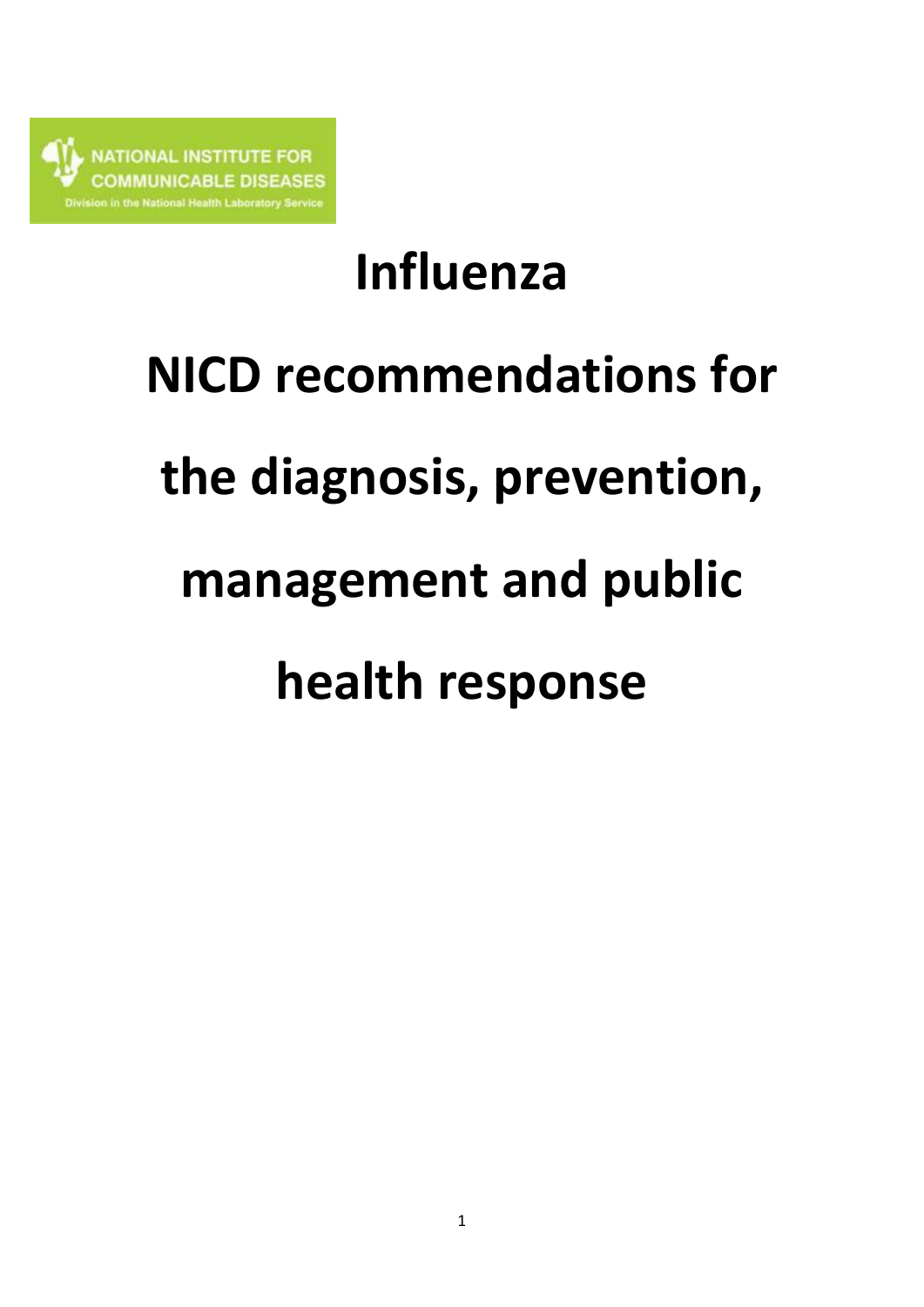NATIONAL INSTITUTE FOR COMMUNICABLE DISEASES

Division in the National Health Laboratory Service

# Influenza

# NICD recommendations for the diagnosis, prevention, management and public health response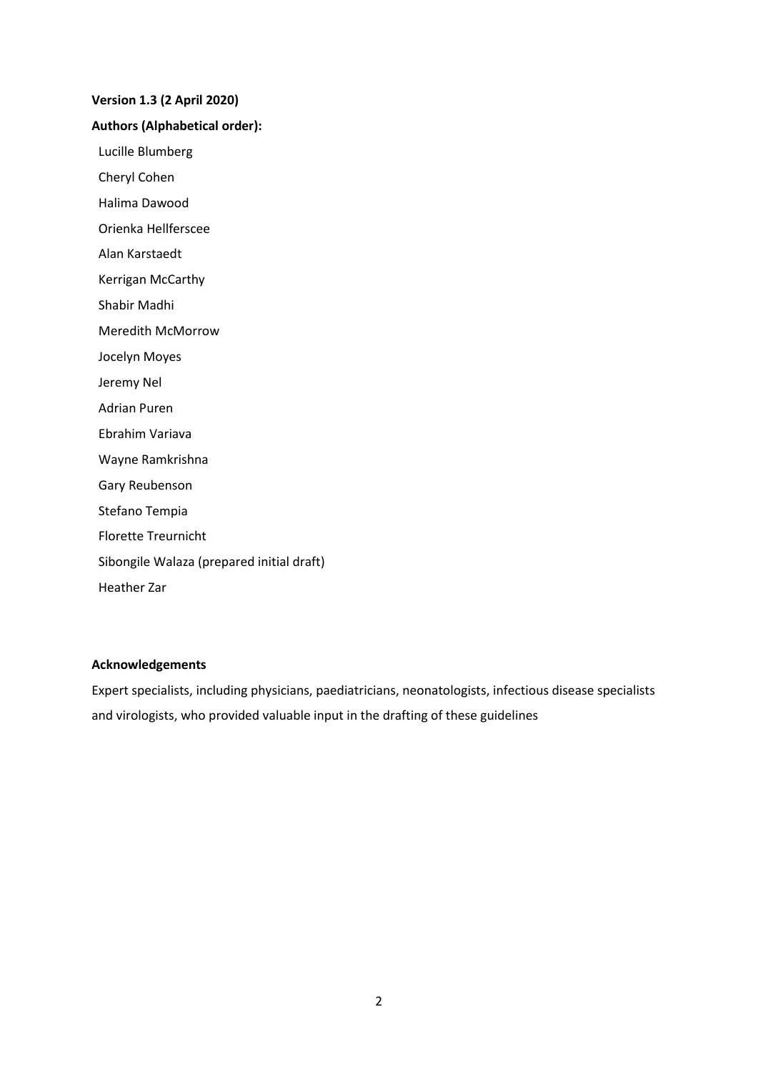**Version 1.3 (2 April 2020)**

**Authors (Alphabetical order):**

Lucille Blumberg

Cheryl Cohen

Halima Dawood

Orienka Hellferscee

Alan Karstaedt

Kerrigan McCarthy

Shabir Madhi

Meredith McMorrow

Jocelyn Moyes

Jeremy Nel

Adrian Puren

Ebrahim Variava

Wayne Ramkrishna

Gary Reubenson

Stefano Tempia

Florette Treurnicht

Sibongile Walaza (prepared initial draft)

Heather Zar

**Acknowledgements**

Expert specialists, including physicians, paediatricians, neonatologists, infectious disease specialists and virologists, who provided valuable input in the drafting of these guidelines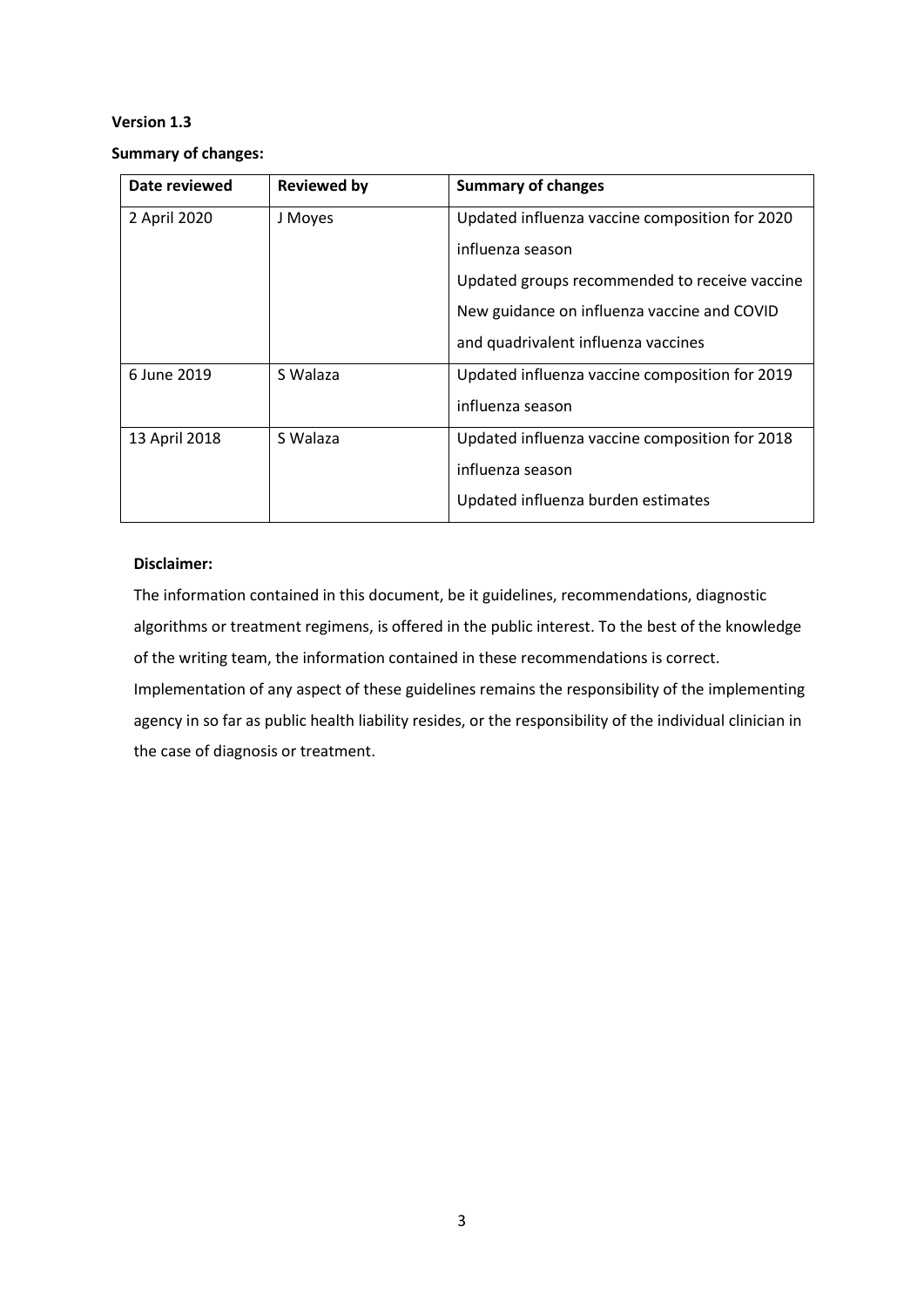**Version 1.3**

**Summary of changes:**

| Date reviewed | Reviewed by | Summary of changes |
|---|---|---|
| 2 April 2020 | J Moyes | Updated influenza vaccine composition for 2020 influenza season<br>Updated groups recommended to receive vaccine<br>New guidance on influenza vaccine and COVID and quadrivalent influenza vaccines |
| 6 June 2019 | S Walaza | Updated influenza vaccine composition for 2019 influenza season |
| 13 April 2018 | S Walaza | Updated influenza vaccine composition for 2018 influenza season<br>Updated influenza burden estimates |

**Disclaimer:**

The information contained in this document, be it guidelines, recommendations, diagnostic algorithms or treatment regimens, is offered in the public interest. To the best of the knowledge of the writing team, the information contained in these recommendations is correct. Implementation of any aspect of these guidelines remains the responsibility of the implementing agency in so far as public health liability resides, or the responsibility of the individual clinician in the case of diagnosis or treatment.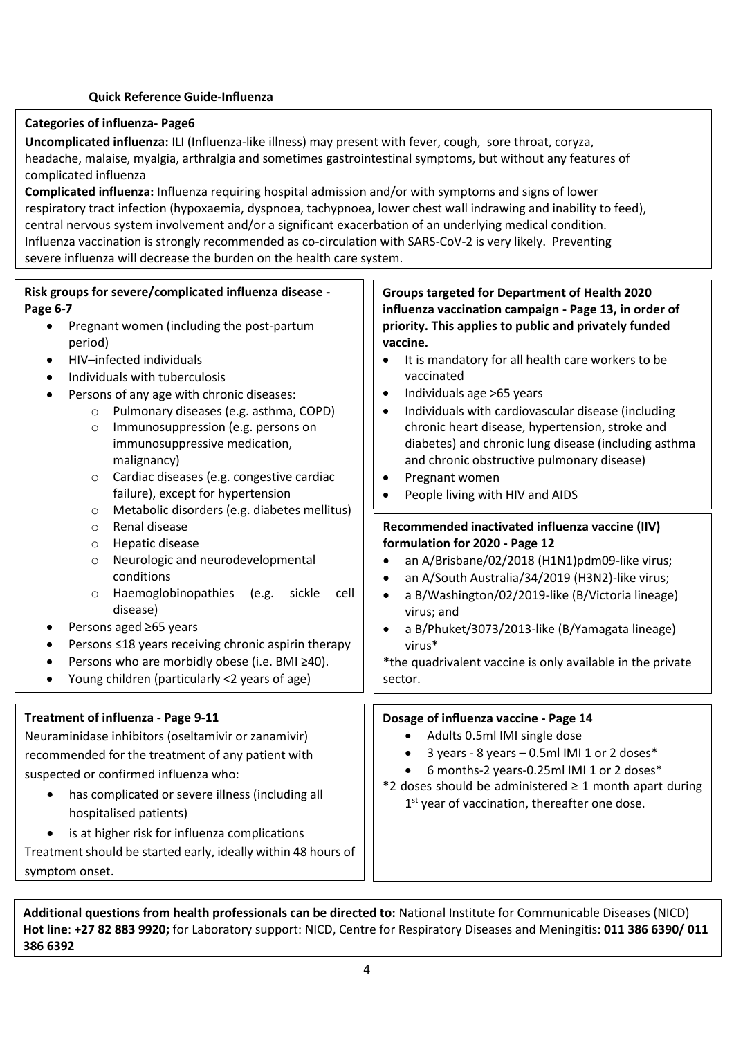**Quick Reference Guide-Influenza**

**Categories of influenza- Page6**

**Uncomplicated influenza:** ILI (Influenza-like illness) may present with fever, cough, sore throat, coryza, headache, malaise, myalgia, arthralgia and sometimes gastrointestinal symptoms, but without any features of complicated influenza

**Complicated influenza:** Influenza requiring hospital admission and/or with symptoms and signs of lower respiratory tract infection (hypoxaemia, dyspnoea, tachypnoea, lower chest wall indrawing and inability to feed), central nervous system involvement and/or a significant exacerbation of an underlying medical condition. Influenza vaccination is strongly recommended as co-circulation with SARS-CoV-2 is very likely. Preventing severe influenza will decrease the burden on the health care system.

**Risk groups for severe/complicated influenza disease - Page 6-7**

- Pregnant women (including the post-partum period)
- HIV–infected individuals
- Individuals with tuberculosis
- Persons of any age with chronic diseases:
    - Pulmonary diseases (e.g. asthma, COPD)
    - Immunosuppression (e.g. persons on immunosuppressive medication, malignancy)
    - Cardiac diseases (e.g. congestive cardiac failure), except for hypertension
    - Metabolic disorders (e.g. diabetes mellitus)
    - Renal disease
    - Hepatic disease
    - Neurologic and neurodevelopmental conditions
    - Haemoglobinopathies (e.g. sickle cell disease)
- Persons aged ≥65 years
- Persons ≤18 years receiving chronic aspirin therapy
- Persons who are morbidly obese (i.e. BMI ≥40).
- Young children (particularly <2 years of age)

**Groups targeted for Department of Health 2020 influenza vaccination campaign - Page 13, in order of priority. This applies to public and privately funded vaccine.**

- It is mandatory for all health care workers to be vaccinated
- Individuals age >65 years
- Individuals with cardiovascular disease (including chronic heart disease, hypertension, stroke and diabetes) and chronic lung disease (including asthma and chronic obstructive pulmonary disease)
- Pregnant women
- People living with HIV and AIDS

**Recommended inactivated influenza vaccine (IIV) formulation for 2020 - Page 12**

- an A/Brisbane/02/2018 (H1N1)pdm09-like virus;
- an A/South Australia/34/2019 (H3N2)-like virus;
- a B/Washington/02/2019-like (B/Victoria lineage) virus; and
- a B/Phuket/3073/2013-like (B/Yamagata lineage) virus*

*the quadrivalent vaccine is only available in the private sector.

**Treatment of influenza - Page 9-11**

Neuraminidase inhibitors (oseltamivir or zanamivir) recommended for the treatment of any patient with suspected or confirmed influenza who:

- has complicated or severe illness (including all hospitalised patients)
- is at higher risk for influenza complications

Treatment should be started early, ideally within 48 hours of symptom onset.

**Dosage of influenza vaccine - Page 14**

- Adults 0.5ml IMI single dose
- 3 years - 8 years – 0.5ml IMI 1 or 2 doses*
- 6 months-2 years-0.25ml IMI 1 or 2 doses*

*2 doses should be administered ≥ 1 month apart during 1st year of vaccination, thereafter one dose.

**Additional questions from health professionals can be directed to:** National Institute for Communicable Diseases (NICD) **Hot line**: **+27 82 883 9920;** for Laboratory support: NICD, Centre for Respiratory Diseases and Meningitis: **011 386 6390/ 011 386 6392**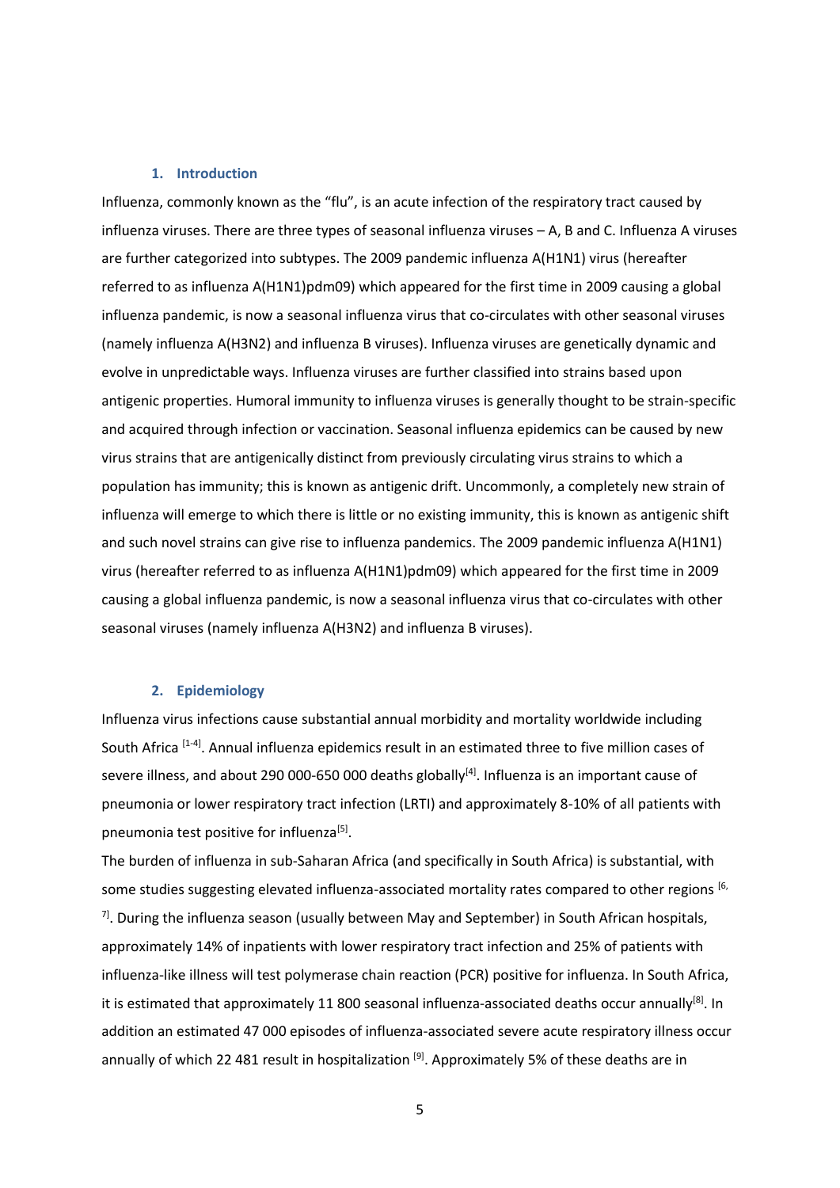## 1. Introduction

Influenza, commonly known as the "flu", is an acute infection of the respiratory tract caused by influenza viruses. There are three types of seasonal influenza viruses – A, B and C. Influenza A viruses are further categorized into subtypes. The 2009 pandemic influenza A(H1N1) virus (hereafter referred to as influenza A(H1N1)pdm09) which appeared for the first time in 2009 causing a global influenza pandemic, is now a seasonal influenza virus that co-circulates with other seasonal viruses (namely influenza A(H3N2) and influenza B viruses). Influenza viruses are genetically dynamic and evolve in unpredictable ways. Influenza viruses are further classified into strains based upon antigenic properties. Humoral immunity to influenza viruses is generally thought to be strain-specific and acquired through infection or vaccination. Seasonal influenza epidemics can be caused by new virus strains that are antigenically distinct from previously circulating virus strains to which a population has immunity; this is known as antigenic drift. Uncommonly, a completely new strain of influenza will emerge to which there is little or no existing immunity, this is known as antigenic shift and such novel strains can give rise to influenza pandemics. The 2009 pandemic influenza A(H1N1) virus (hereafter referred to as influenza A(H1N1)pdm09) which appeared for the first time in 2009 causing a global influenza pandemic, is now a seasonal influenza virus that co-circulates with other seasonal viruses (namely influenza A(H3N2) and influenza B viruses).

## 2. Epidemiology

Influenza virus infections cause substantial annual morbidity and mortality worldwide including South Africa [1-4]. Annual influenza epidemics result in an estimated three to five million cases of severe illness, and about 290 000-650 000 deaths globally[4]. Influenza is an important cause of pneumonia or lower respiratory tract infection (LRTI) and approximately 8-10% of all patients with pneumonia test positive for influenza[5].

The burden of influenza in sub-Saharan Africa (and specifically in South Africa) is substantial, with some studies suggesting elevated influenza-associated mortality rates compared to other regions [6, 7]. During the influenza season (usually between May and September) in South African hospitals, approximately 14% of inpatients with lower respiratory tract infection and 25% of patients with influenza-like illness will test polymerase chain reaction (PCR) positive for influenza. In South Africa, it is estimated that approximately 11 800 seasonal influenza-associated deaths occur annually[8]. In addition an estimated 47 000 episodes of influenza-associated severe acute respiratory illness occur annually of which 22 481 result in hospitalization [9]. Approximately 5% of these deaths are in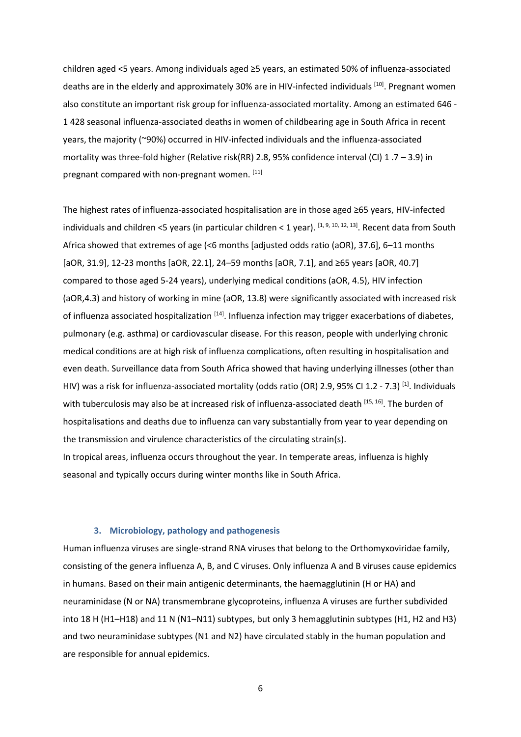children aged <5 years. Among individuals aged ≥5 years, an estimated 50% of influenza-associated deaths are in the elderly and approximately 30% are in HIV-infected individuals [10]. Pregnant women also constitute an important risk group for influenza-associated mortality. Among an estimated 646 - 1 428 seasonal influenza-associated deaths in women of childbearing age in South Africa in recent years, the majority (~90%) occurred in HIV-infected individuals and the influenza-associated mortality was three-fold higher (Relative risk(RR) 2.8, 95% confidence interval (CI) 1 .7 – 3.9) in pregnant compared with non-pregnant women. [11]

The highest rates of influenza-associated hospitalisation are in those aged ≥65 years, HIV-infected individuals and children <5 years (in particular children < 1 year). [1, 9, 10, 12, 13]. Recent data from South Africa showed that extremes of age (<6 months [adjusted odds ratio (aOR), 37.6], 6–11 months [aOR, 31.9], 12-23 months [aOR, 22.1], 24–59 months [aOR, 7.1], and ≥65 years [aOR, 40.7] compared to those aged 5-24 years), underlying medical conditions (aOR, 4.5), HIV infection (aOR,4.3) and history of working in mine (aOR, 13.8) were significantly associated with increased risk of influenza associated hospitalization [14]. Influenza infection may trigger exacerbations of diabetes, pulmonary (e.g. asthma) or cardiovascular disease. For this reason, people with underlying chronic medical conditions are at high risk of influenza complications, often resulting in hospitalisation and even death. Surveillance data from South Africa showed that having underlying illnesses (other than HIV) was a risk for influenza-associated mortality (odds ratio (OR) 2.9, 95% CI 1.2 - 7.3) [1]. Individuals with tuberculosis may also be at increased risk of influenza-associated death [15, 16]. The burden of hospitalisations and deaths due to influenza can vary substantially from year to year depending on the transmission and virulence characteristics of the circulating strain(s).
In tropical areas, influenza occurs throughout the year. In temperate areas, influenza is highly seasonal and typically occurs during winter months like in South Africa.

### 3. Microbiology, pathology and pathogenesis

Human influenza viruses are single-strand RNA viruses that belong to the Orthomyxoviridae family, consisting of the genera influenza A, B, and C viruses. Only influenza A and B viruses cause epidemics in humans. Based on their main antigenic determinants, the haemagglutinin (H or HA) and neuraminidase (N or NA) transmembrane glycoproteins, influenza A viruses are further subdivided into 18 H (H1–H18) and 11 N (N1–N11) subtypes, but only 3 hemagglutinin subtypes (H1, H2 and H3) and two neuraminidase subtypes (N1 and N2) have circulated stably in the human population and are responsible for annual epidemics.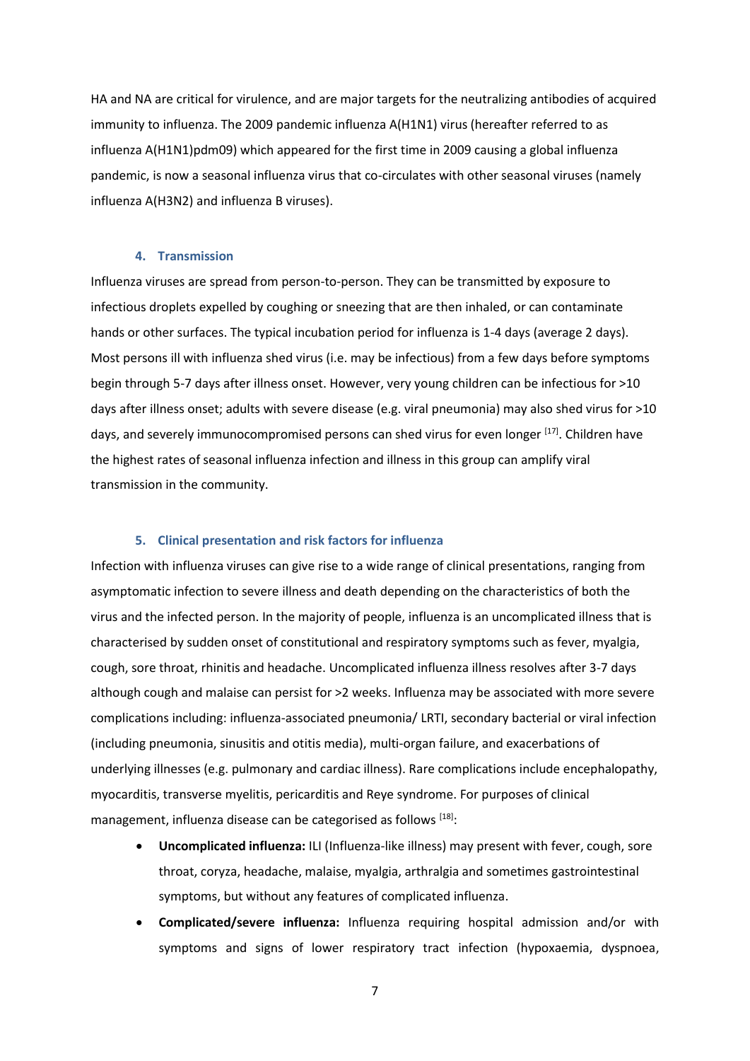HA and NA are critical for virulence, and are major targets for the neutralizing antibodies of acquired immunity to influenza. The 2009 pandemic influenza A(H1N1) virus (hereafter referred to as influenza A(H1N1)pdm09) which appeared for the first time in 2009 causing a global influenza pandemic, is now a seasonal influenza virus that co-circulates with other seasonal viruses (namely influenza A(H3N2) and influenza B viruses).

### 4. Transmission

Influenza viruses are spread from person-to-person. They can be transmitted by exposure to infectious droplets expelled by coughing or sneezing that are then inhaled, or can contaminate hands or other surfaces. The typical incubation period for influenza is 1-4 days (average 2 days). Most persons ill with influenza shed virus (i.e. may be infectious) from a few days before symptoms begin through 5-7 days after illness onset. However, very young children can be infectious for >10 days after illness onset; adults with severe disease (e.g. viral pneumonia) may also shed virus for >10 days, and severely immunocompromised persons can shed virus for even longer [17]. Children have the highest rates of seasonal influenza infection and illness in this group can amplify viral transmission in the community.

### 5. Clinical presentation and risk factors for influenza

Infection with influenza viruses can give rise to a wide range of clinical presentations, ranging from asymptomatic infection to severe illness and death depending on the characteristics of both the virus and the infected person. In the majority of people, influenza is an uncomplicated illness that is characterised by sudden onset of constitutional and respiratory symptoms such as fever, myalgia, cough, sore throat, rhinitis and headache. Uncomplicated influenza illness resolves after 3-7 days although cough and malaise can persist for >2 weeks. Influenza may be associated with more severe complications including: influenza-associated pneumonia/ LRTI, secondary bacterial or viral infection (including pneumonia, sinusitis and otitis media), multi-organ failure, and exacerbations of underlying illnesses (e.g. pulmonary and cardiac illness). Rare complications include encephalopathy, myocarditis, transverse myelitis, pericarditis and Reye syndrome. For purposes of clinical management, influenza disease can be categorised as follows [18]:

- **Uncomplicated influenza:** ILI (Influenza-like illness) may present with fever, cough, sore throat, coryza, headache, malaise, myalgia, arthralgia and sometimes gastrointestinal symptoms, but without any features of complicated influenza.
- **Complicated/severe influenza:** Influenza requiring hospital admission and/or with symptoms and signs of lower respiratory tract infection (hypoxaemia, dyspnoea,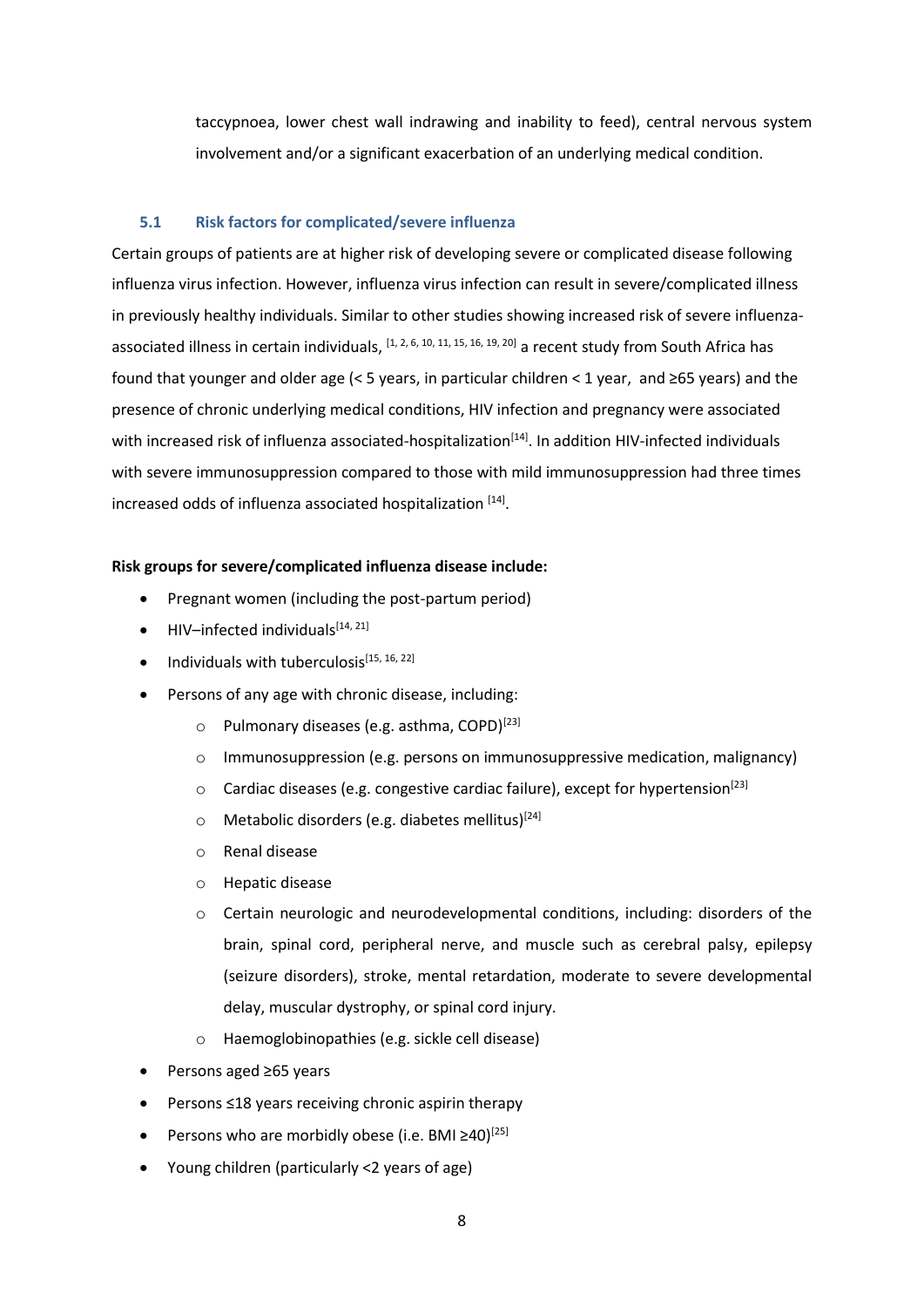taccypnoea, lower chest wall indrawing and inability to feed), central nervous system involvement and/or a significant exacerbation of an underlying medical condition.

### 5.1 Risk factors for complicated/severe influenza

Certain groups of patients are at higher risk of developing severe or complicated disease following influenza virus infection. However, influenza virus infection can result in severe/complicated illness in previously healthy individuals. Similar to other studies showing increased risk of severe influenza-associated illness in certain individuals, [1, 2, 6, 10, 11, 15, 16, 19, 20] a recent study from South Africa has found that younger and older age (< 5 years, in particular children < 1 year, and ≥65 years) and the presence of chronic underlying medical conditions, HIV infection and pregnancy were associated with increased risk of influenza associated-hospitalization[14]. In addition HIV-infected individuals with severe immunosuppression compared to those with mild immunosuppression had three times increased odds of influenza associated hospitalization [14].

**Risk groups for severe/complicated influenza disease include:**

- Pregnant women (including the post-partum period)
- HIV–infected individuals[14, 21]
- Individuals with tuberculosis[15, 16, 22]
- Persons of any age with chronic disease, including:
  - Pulmonary diseases (e.g. asthma, COPD)[23]
  - Immunosuppression (e.g. persons on immunosuppressive medication, malignancy)
  - Cardiac diseases (e.g. congestive cardiac failure), except for hypertension[23]
  - Metabolic disorders (e.g. diabetes mellitus)[24]
  - Renal disease
  - Hepatic disease
  - Certain neurologic and neurodevelopmental conditions, including: disorders of the brain, spinal cord, peripheral nerve, and muscle such as cerebral palsy, epilepsy (seizure disorders), stroke, mental retardation, moderate to severe developmental delay, muscular dystrophy, or spinal cord injury.
  - Haemoglobinopathies (e.g. sickle cell disease)
- Persons aged ≥65 years
- Persons ≤18 years receiving chronic aspirin therapy
- Persons who are morbidly obese (i.e. BMI ≥40)[25]
- Young children (particularly <2 years of age)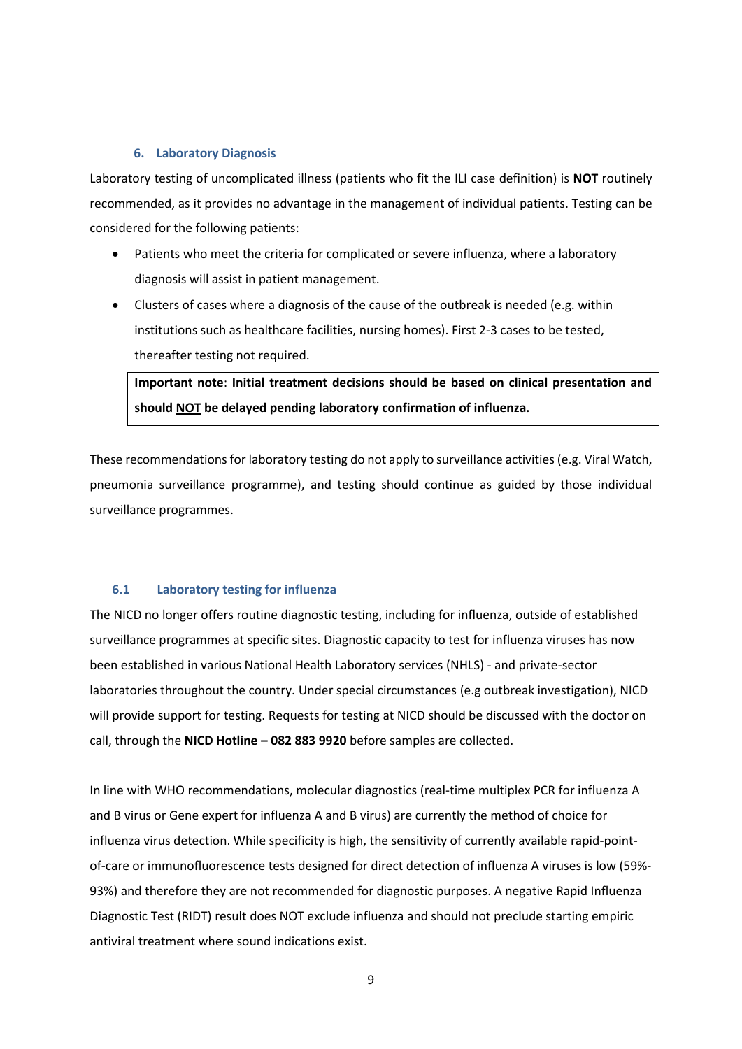## 6. Laboratory Diagnosis

Laboratory testing of uncomplicated illness (patients who fit the ILI case definition) is **NOT** routinely recommended, as it provides no advantage in the management of individual patients. Testing can be considered for the following patients:

- Patients who meet the criteria for complicated or severe influenza, where a laboratory diagnosis will assist in patient management.
- Clusters of cases where a diagnosis of the cause of the outbreak is needed (e.g. within institutions such as healthcare facilities, nursing homes). First 2-3 cases to be tested, thereafter testing not required.

> **Important note**: **Initial treatment decisions should be based on clinical presentation and should <u>NOT</u> be delayed pending laboratory confirmation of influenza.**

These recommendations for laboratory testing do not apply to surveillance activities (e.g. Viral Watch, pneumonia surveillance programme), and testing should continue as guided by those individual surveillance programmes.

### 6.1 Laboratory testing for influenza

The NICD no longer offers routine diagnostic testing, including for influenza, outside of established surveillance programmes at specific sites. Diagnostic capacity to test for influenza viruses has now been established in various National Health Laboratory services (NHLS) - and private-sector laboratories throughout the country. Under special circumstances (e.g outbreak investigation), NICD will provide support for testing. Requests for testing at NICD should be discussed with the doctor on call, through the **NICD Hotline – 082 883 9920** before samples are collected.

In line with WHO recommendations, molecular diagnostics (real-time multiplex PCR for influenza A and B virus or Gene expert for influenza A and B virus) are currently the method of choice for influenza virus detection. While specificity is high, the sensitivity of currently available rapid-point-of-care or immunofluorescence tests designed for direct detection of influenza A viruses is low (59%-93%) and therefore they are not recommended for diagnostic purposes. A negative Rapid Influenza Diagnostic Test (RIDT) result does NOT exclude influenza and should not preclude starting empiric antiviral treatment where sound indications exist.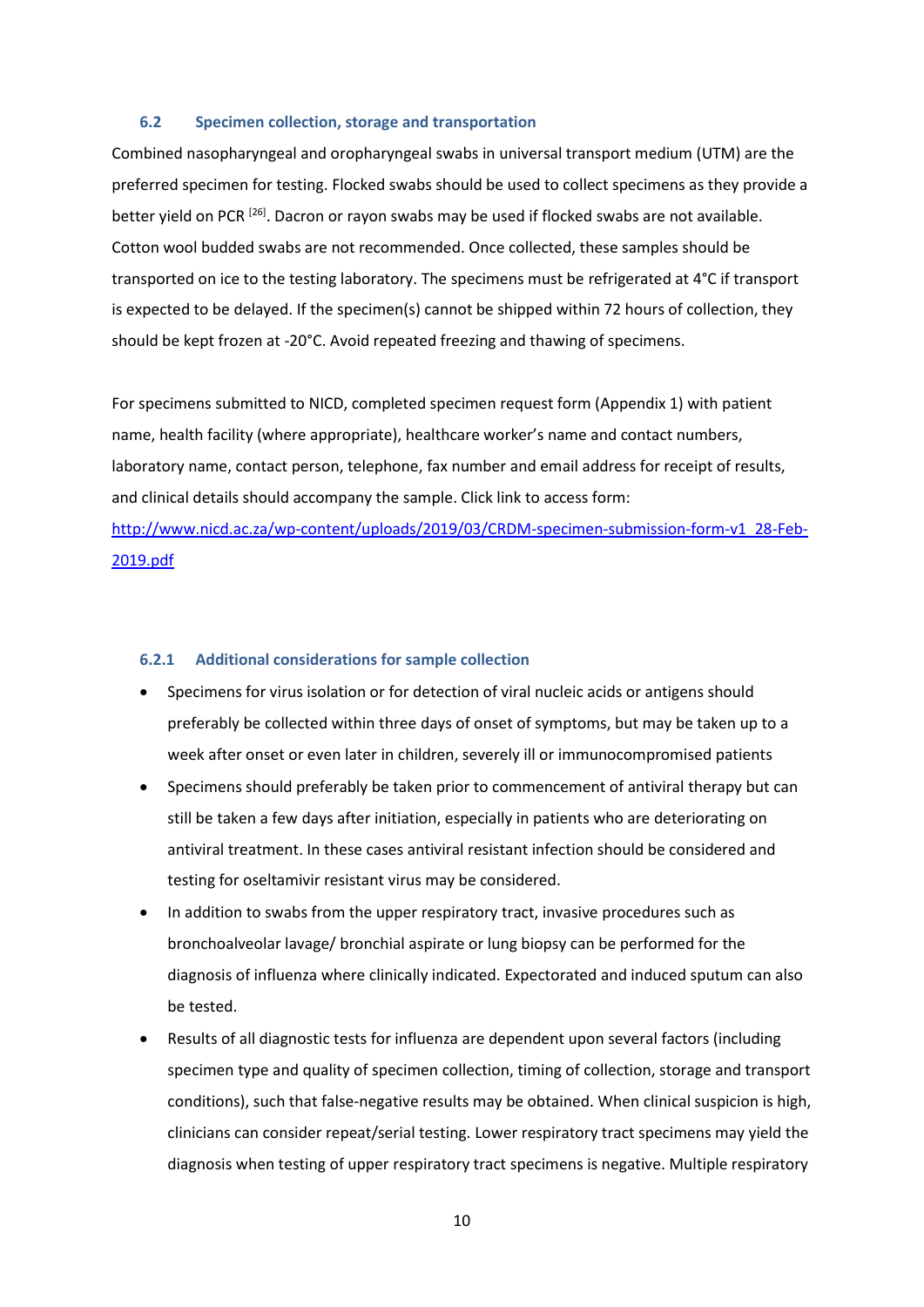### 6.2 Specimen collection, storage and transportation

Combined nasopharyngeal and oropharyngeal swabs in universal transport medium (UTM) are the preferred specimen for testing. Flocked swabs should be used to collect specimens as they provide a better yield on PCR [26]. Dacron or rayon swabs may be used if flocked swabs are not available. Cotton wool budded swabs are not recommended. Once collected, these samples should be transported on ice to the testing laboratory. The specimens must be refrigerated at 4°C if transport is expected to be delayed. If the specimen(s) cannot be shipped within 72 hours of collection, they should be kept frozen at -20°C. Avoid repeated freezing and thawing of specimens.

For specimens submitted to NICD, completed specimen request form (Appendix 1) with patient name, health facility (where appropriate), healthcare worker's name and contact numbers, laboratory name, contact person, telephone, fax number and email address for receipt of results, and clinical details should accompany the sample. Click link to access form: [http://www.nicd.ac.za/wp-content/uploads/2019/03/CRDM-specimen-submission-form-v1_28-Feb-2019.pdf](http://www.nicd.ac.za/wp-content/uploads/2019/03/CRDM-specimen-submission-form-v1_28-Feb-2019.pdf)

#### 6.2.1 Additional considerations for sample collection

- Specimens for virus isolation or for detection of viral nucleic acids or antigens should preferably be collected within three days of onset of symptoms, but may be taken up to a week after onset or even later in children, severely ill or immunocompromised patients
- Specimens should preferably be taken prior to commencement of antiviral therapy but can still be taken a few days after initiation, especially in patients who are deteriorating on antiviral treatment. In these cases antiviral resistant infection should be considered and testing for oseltamivir resistant virus may be considered.
- In addition to swabs from the upper respiratory tract, invasive procedures such as bronchoalveolar lavage/ bronchial aspirate or lung biopsy can be performed for the diagnosis of influenza where clinically indicated. Expectorated and induced sputum can also be tested.
- Results of all diagnostic tests for influenza are dependent upon several factors (including specimen type and quality of specimen collection, timing of collection, storage and transport conditions), such that false-negative results may be obtained. When clinical suspicion is high, clinicians can consider repeat/serial testing. Lower respiratory tract specimens may yield the diagnosis when testing of upper respiratory tract specimens is negative. Multiple respiratory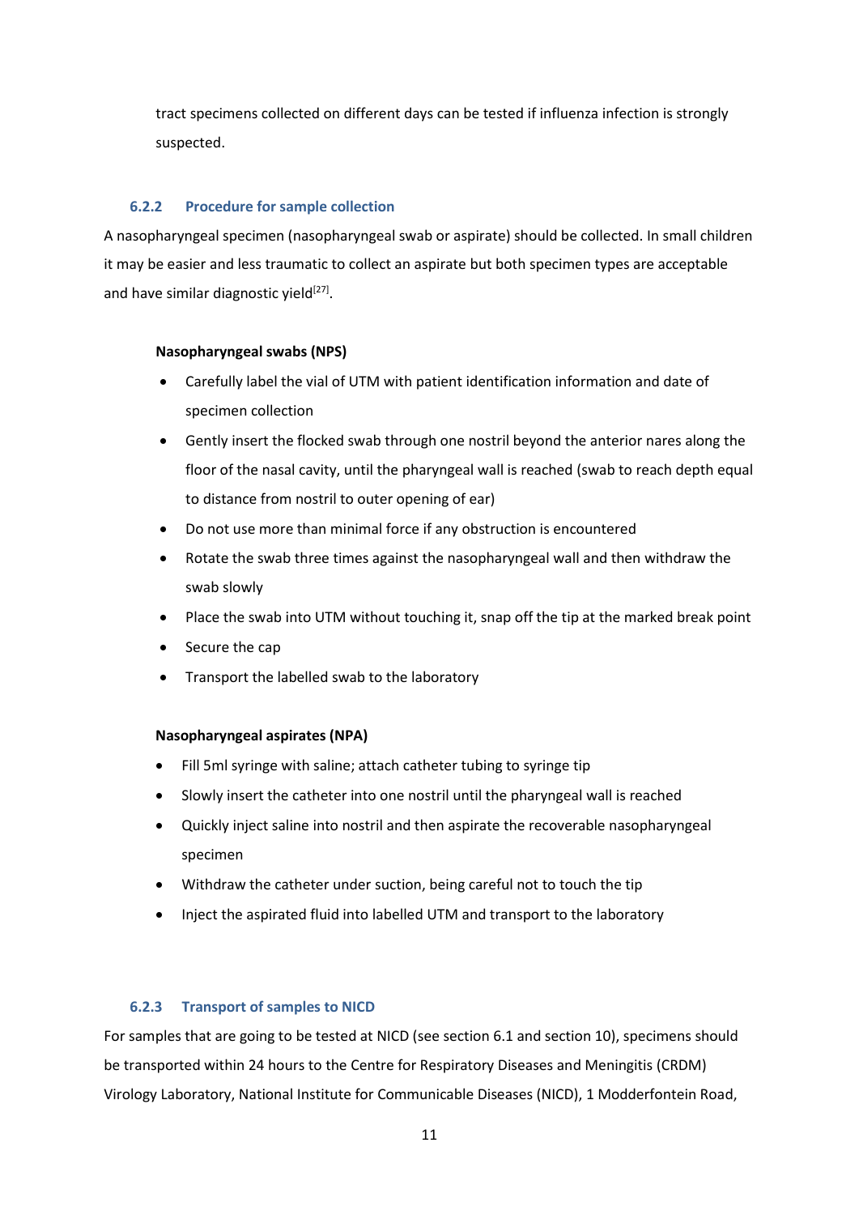tract specimens collected on different days can be tested if influenza infection is strongly suspected.

### 6.2.2 Procedure for sample collection

A nasopharyngeal specimen (nasopharyngeal swab or aspirate) should be collected. In small children it may be easier and less traumatic to collect an aspirate but both specimen types are acceptable and have similar diagnostic yield[27].

**Nasopharyngeal swabs (NPS)**

- Carefully label the vial of UTM with patient identification information and date of specimen collection
- Gently insert the flocked swab through one nostril beyond the anterior nares along the floor of the nasal cavity, until the pharyngeal wall is reached (swab to reach depth equal to distance from nostril to outer opening of ear)
- Do not use more than minimal force if any obstruction is encountered
- Rotate the swab three times against the nasopharyngeal wall and then withdraw the swab slowly
- Place the swab into UTM without touching it, snap off the tip at the marked break point
- Secure the cap
- Transport the labelled swab to the laboratory

**Nasopharyngeal aspirates (NPA)**

- Fill 5ml syringe with saline; attach catheter tubing to syringe tip
- Slowly insert the catheter into one nostril until the pharyngeal wall is reached
- Quickly inject saline into nostril and then aspirate the recoverable nasopharyngeal specimen
- Withdraw the catheter under suction, being careful not to touch the tip
- Inject the aspirated fluid into labelled UTM and transport to the laboratory

### 6.2.3 Transport of samples to NICD

For samples that are going to be tested at NICD (see section 6.1 and section 10), specimens should be transported within 24 hours to the Centre for Respiratory Diseases and Meningitis (CRDM) Virology Laboratory, National Institute for Communicable Diseases (NICD), 1 Modderfontein Road,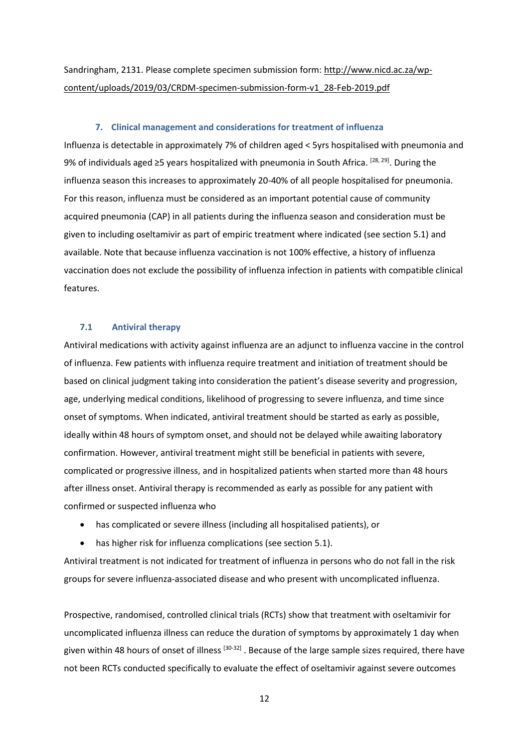Sandringham, 2131. Please complete specimen submission form: http://www.nicd.ac.za/wp-content/uploads/2019/03/CRDM-specimen-submission-form-v1_28-Feb-2019.pdf

## 7. Clinical management and considerations for treatment of influenza

Influenza is detectable in approximately 7% of children aged < 5yrs hospitalised with pneumonia and 9% of individuals aged ≥5 years hospitalized with pneumonia in South Africa. [28, 29]. During the influenza season this increases to approximately 20-40% of all people hospitalised for pneumonia. For this reason, influenza must be considered as an important potential cause of community acquired pneumonia (CAP) in all patients during the influenza season and consideration must be given to including oseltamivir as part of empiric treatment where indicated (see section 5.1) and available. Note that because influenza vaccination is not 100% effective, a history of influenza vaccination does not exclude the possibility of influenza infection in patients with compatible clinical features.

### 7.1 Antiviral therapy

Antiviral medications with activity against influenza are an adjunct to influenza vaccine in the control of influenza. Few patients with influenza require treatment and initiation of treatment should be based on clinical judgment taking into consideration the patient's disease severity and progression, age, underlying medical conditions, likelihood of progressing to severe influenza, and time since onset of symptoms. When indicated, antiviral treatment should be started as early as possible, ideally within 48 hours of symptom onset, and should not be delayed while awaiting laboratory confirmation. However, antiviral treatment might still be beneficial in patients with severe, complicated or progressive illness, and in hospitalized patients when started more than 48 hours after illness onset. Antiviral therapy is recommended as early as possible for any patient with confirmed or suspected influenza who

- has complicated or severe illness (including all hospitalised patients), or
- has higher risk for influenza complications (see section 5.1).

Antiviral treatment is not indicated for treatment of influenza in persons who do not fall in the risk groups for severe influenza-associated disease and who present with uncomplicated influenza.

Prospective, randomised, controlled clinical trials (RCTs) show that treatment with oseltamivir for uncomplicated influenza illness can reduce the duration of symptoms by approximately 1 day when given within 48 hours of onset of illness [30-32] . Because of the large sample sizes required, there have not been RCTs conducted specifically to evaluate the effect of oseltamivir against severe outcomes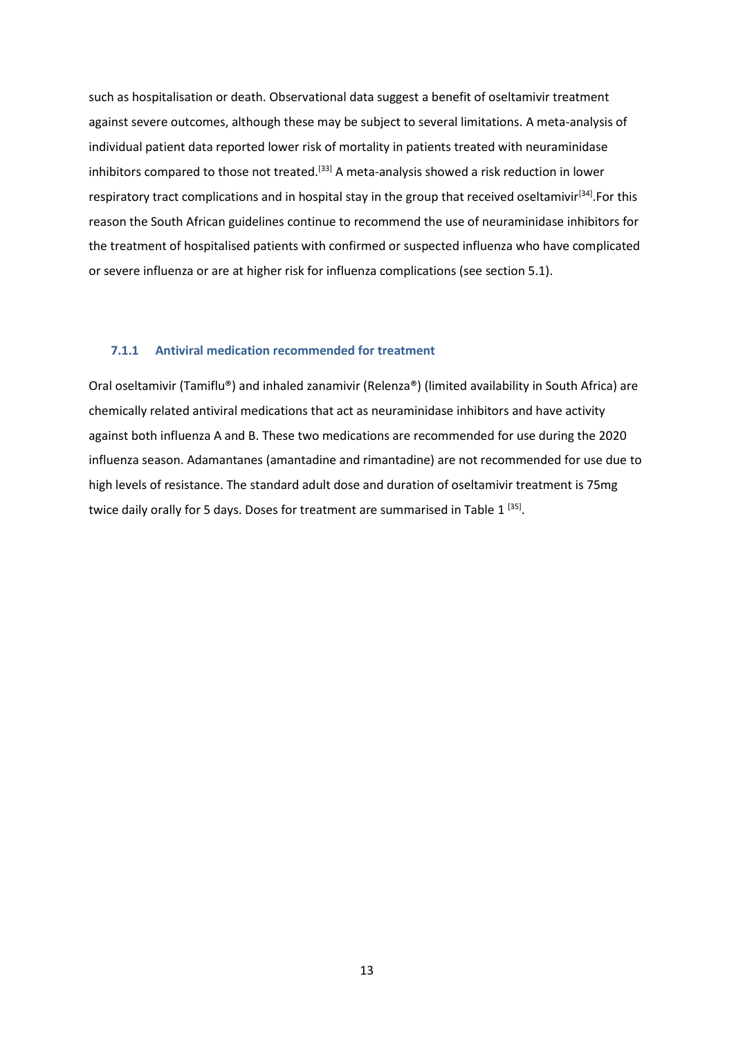such as hospitalisation or death. Observational data suggest a benefit of oseltamivir treatment against severe outcomes, although these may be subject to several limitations. A meta-analysis of individual patient data reported lower risk of mortality in patients treated with neuraminidase inhibitors compared to those not treated.[33] A meta-analysis showed a risk reduction in lower respiratory tract complications and in hospital stay in the group that received oseltamivir[34].For this reason the South African guidelines continue to recommend the use of neuraminidase inhibitors for the treatment of hospitalised patients with confirmed or suspected influenza who have complicated or severe influenza or are at higher risk for influenza complications (see section 5.1).

### 7.1.1 Antiviral medication recommended for treatment

Oral oseltamivir (Tamiflu®) and inhaled zanamivir (Relenza®) (limited availability in South Africa) are chemically related antiviral medications that act as neuraminidase inhibitors and have activity against both influenza A and B. These two medications are recommended for use during the 2020 influenza season. Adamantanes (amantadine and rimantadine) are not recommended for use due to high levels of resistance. The standard adult dose and duration of oseltamivir treatment is 75mg twice daily orally for 5 days. Doses for treatment are summarised in Table 1 [35].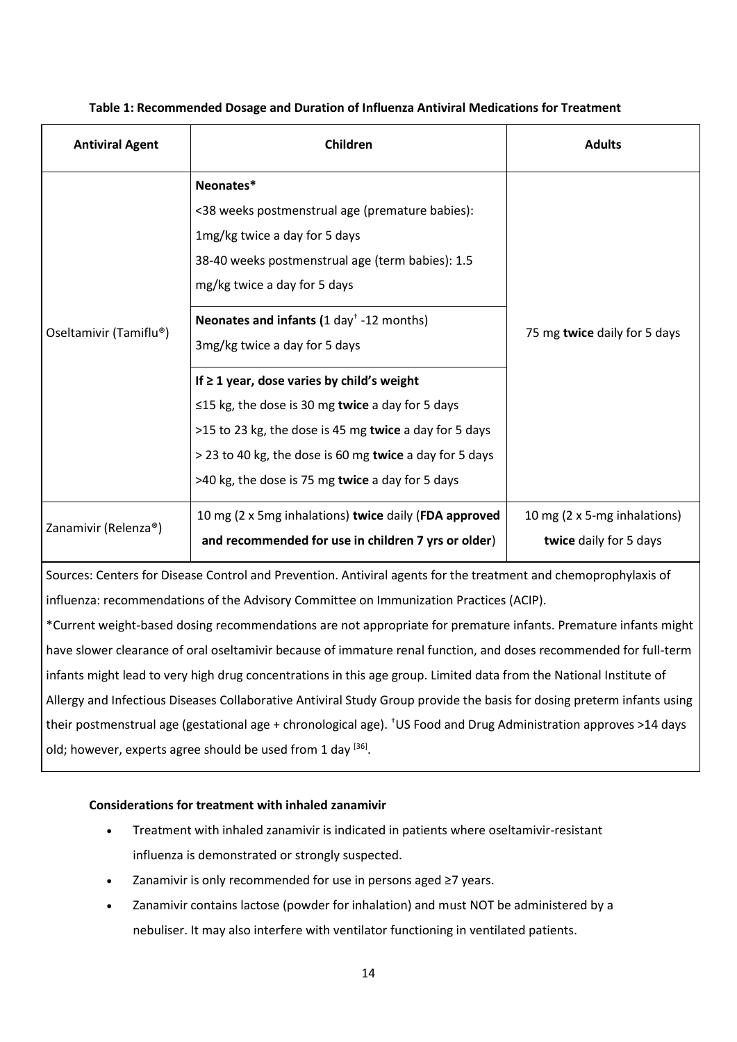**Table 1: Recommended Dosage and Duration of Influenza Antiviral Medications for Treatment**

| Antiviral Agent | Children | Adults |
|---|---|---|
| Oseltamivir (Tamiflu®) | **Neonates***<br><38 weeks postmenstrual age (premature babies): 1mg/kg twice a day for 5 days<br>38-40 weeks postmenstrual age (term babies): 1.5 mg/kg twice a day for 5 days | 75 mg **twice** daily for 5 days |
| | **Neonates and infants (**1 day[†] -12 months)<br>3mg/kg twice a day for 5 days | |
| | **If ≥ 1 year, dose varies by child's weight**<br>≤15 kg, the dose is 30 mg **twice** a day for 5 days<br>>15 to 23 kg, the dose is 45 mg **twice** a day for 5 days<br>> 23 to 40 kg, the dose is 60 mg **twice** a day for 5 days<br>>40 kg, the dose is 75 mg **twice** a day for 5 days | |
| Zanamivir (Relenza®) | 10 mg (2 x 5mg inhalations) **twice** daily (**FDA approved and recommended for use in children 7 yrs or older**) | 10 mg (2 x 5-mg inhalations) **twice** daily for 5 days |

Sources: Centers for Disease Control and Prevention. Antiviral agents for the treatment and chemoprophylaxis of influenza: recommendations of the Advisory Committee on Immunization Practices (ACIP).

*Current weight-based dosing recommendations are not appropriate for premature infants. Premature infants might have slower clearance of oral oseltamivir because of immature renal function, and doses recommended for full-term infants might lead to very high drug concentrations in this age group. Limited data from the National Institute of Allergy and Infectious Diseases Collaborative Antiviral Study Group provide the basis for dosing preterm infants using their postmenstrual age (gestational age + chronological age). [†]US Food and Drug Administration approves >14 days old; however, experts agree should be used from 1 day [36].

**Considerations for treatment with inhaled zanamivir**

- Treatment with inhaled zanamivir is indicated in patients where oseltamivir-resistant influenza is demonstrated or strongly suspected.
- Zanamivir is only recommended for use in persons aged ≥7 years.
- Zanamivir contains lactose (powder for inhalation) and must NOT be administered by a nebuliser. It may also interfere with ventilator functioning in ventilated patients.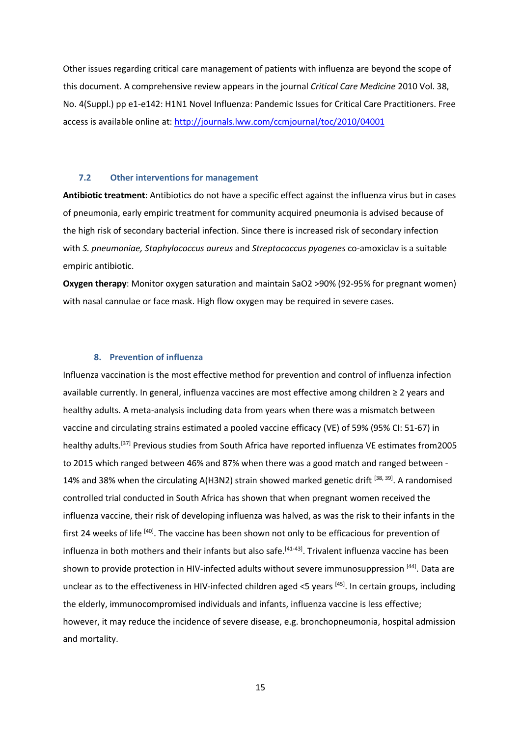Other issues regarding critical care management of patients with influenza are beyond the scope of this document. A comprehensive review appears in the journal *Critical Care Medicine* 2010 Vol. 38, No. 4(Suppl.) pp e1-e142: H1N1 Novel Influenza: Pandemic Issues for Critical Care Practitioners. Free access is available online at: http://journals.lww.com/ccmjournal/toc/2010/04001

### 7.2 Other interventions for management

**Antibiotic treatment**: Antibiotics do not have a specific effect against the influenza virus but in cases of pneumonia, early empiric treatment for community acquired pneumonia is advised because of the high risk of secondary bacterial infection. Since there is increased risk of secondary infection with *S. pneumoniae, Staphylococcus aureus* and *Streptococcus pyogenes* co-amoxiclav is a suitable empiric antibiotic.

**Oxygen therapy**: Monitor oxygen saturation and maintain SaO2 >90% (92-95% for pregnant women) with nasal cannulae or face mask. High flow oxygen may be required in severe cases.

## 8. Prevention of influenza

Influenza vaccination is the most effective method for prevention and control of influenza infection available currently. In general, influenza vaccines are most effective among children ≥ 2 years and healthy adults. A meta-analysis including data from years when there was a mismatch between vaccine and circulating strains estimated a pooled vaccine efficacy (VE) of 59% (95% CI: 51-67) in healthy adults.[37] Previous studies from South Africa have reported influenza VE estimates from2005 to 2015 which ranged between 46% and 87% when there was a good match and ranged between -14% and 38% when the circulating A(H3N2) strain showed marked genetic drift [38, 39]. A randomised controlled trial conducted in South Africa has shown that when pregnant women received the influenza vaccine, their risk of developing influenza was halved, as was the risk to their infants in the first 24 weeks of life [40]. The vaccine has been shown not only to be efficacious for prevention of influenza in both mothers and their infants but also safe.[41-43]. Trivalent influenza vaccine has been shown to provide protection in HIV-infected adults without severe immunosuppression [44]. Data are unclear as to the effectiveness in HIV-infected children aged <5 years [45]. In certain groups, including the elderly, immunocompromised individuals and infants, influenza vaccine is less effective; however, it may reduce the incidence of severe disease, e.g. bronchopneumonia, hospital admission and mortality.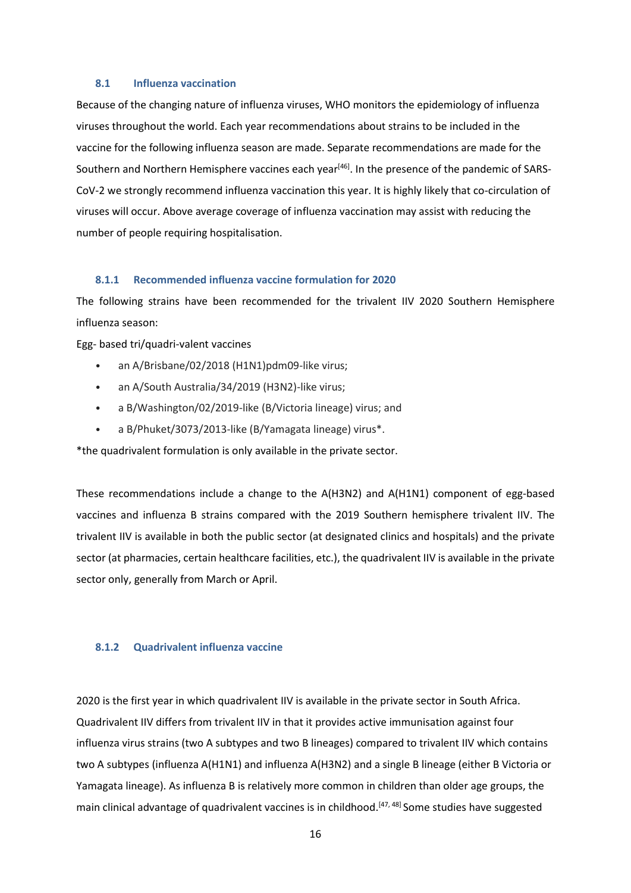### 8.1 Influenza vaccination

Because of the changing nature of influenza viruses, WHO monitors the epidemiology of influenza viruses throughout the world. Each year recommendations about strains to be included in the vaccine for the following influenza season are made. Separate recommendations are made for the Southern and Northern Hemisphere vaccines each year[46]. In the presence of the pandemic of SARS-CoV-2 we strongly recommend influenza vaccination this year. It is highly likely that co-circulation of viruses will occur. Above average coverage of influenza vaccination may assist with reducing the number of people requiring hospitalisation.

#### 8.1.1 Recommended influenza vaccine formulation for 2020

The following strains have been recommended for the trivalent IIV 2020 Southern Hemisphere influenza season:

Egg- based tri/quadri-valent vaccines

- an A/Brisbane/02/2018 (H1N1)pdm09-like virus;
- an A/South Australia/34/2019 (H3N2)-like virus;
- a B/Washington/02/2019-like (B/Victoria lineage) virus; and
- a B/Phuket/3073/2013-like (B/Yamagata lineage) virus*.

*the quadrivalent formulation is only available in the private sector.

These recommendations include a change to the A(H3N2) and A(H1N1) component of egg-based vaccines and influenza B strains compared with the 2019 Southern hemisphere trivalent IIV. The trivalent IIV is available in both the public sector (at designated clinics and hospitals) and the private sector (at pharmacies, certain healthcare facilities, etc.), the quadrivalent IIV is available in the private sector only, generally from March or April.

#### 8.1.2 Quadrivalent influenza vaccine

2020 is the first year in which quadrivalent IIV is available in the private sector in South Africa. Quadrivalent IIV differs from trivalent IIV in that it provides active immunisation against four influenza virus strains (two A subtypes and two B lineages) compared to trivalent IIV which contains two A subtypes (influenza A(H1N1) and influenza A(H3N2) and a single B lineage (either B Victoria or Yamagata lineage). As influenza B is relatively more common in children than older age groups, the main clinical advantage of quadrivalent vaccines is in childhood.[47, 48] Some studies have suggested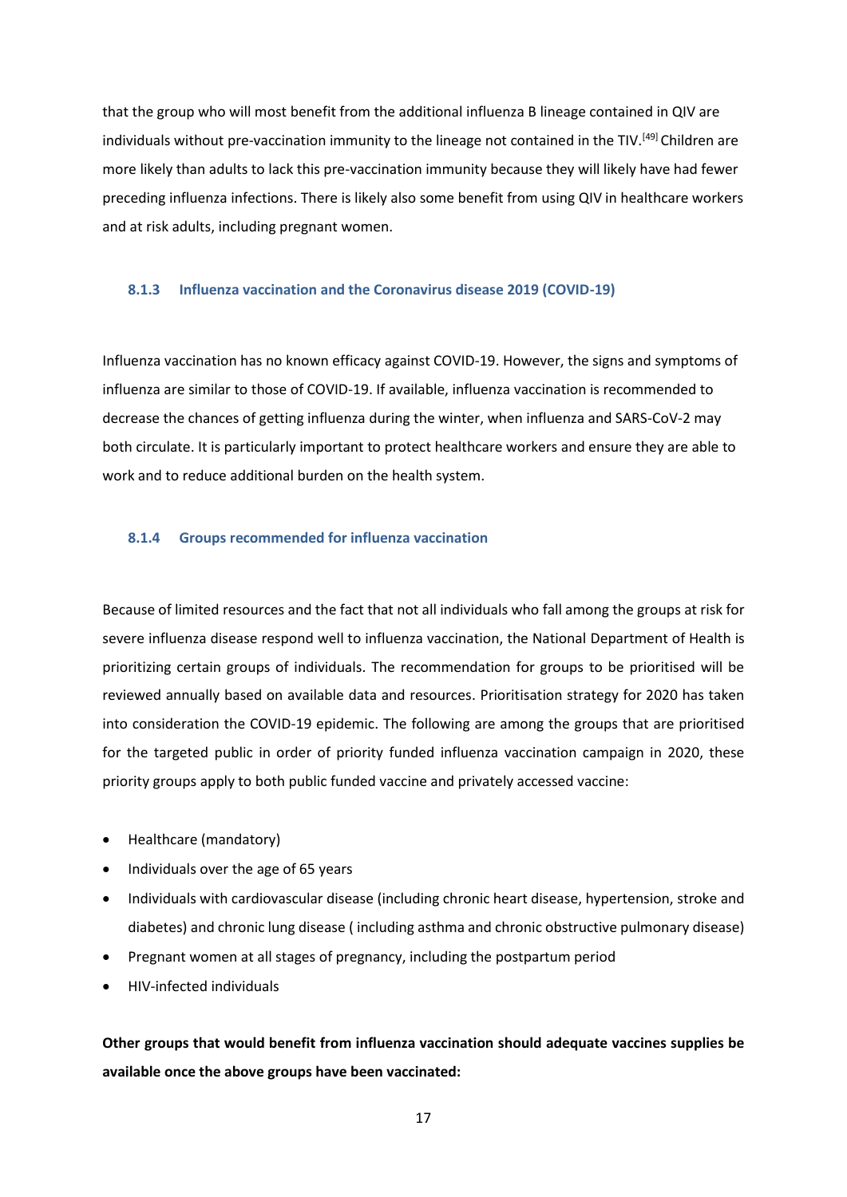that the group who will most benefit from the additional influenza B lineage contained in QIV are individuals without pre-vaccination immunity to the lineage not contained in the TIV.[49] Children are more likely than adults to lack this pre-vaccination immunity because they will likely have had fewer preceding influenza infections. There is likely also some benefit from using QIV in healthcare workers and at risk adults, including pregnant women.

### 8.1.3 Influenza vaccination and the Coronavirus disease 2019 (COVID-19)

Influenza vaccination has no known efficacy against COVID-19. However, the signs and symptoms of influenza are similar to those of COVID-19. If available, influenza vaccination is recommended to decrease the chances of getting influenza during the winter, when influenza and SARS-CoV-2 may both circulate. It is particularly important to protect healthcare workers and ensure they are able to work and to reduce additional burden on the health system.

### 8.1.4 Groups recommended for influenza vaccination

Because of limited resources and the fact that not all individuals who fall among the groups at risk for severe influenza disease respond well to influenza vaccination, the National Department of Health is prioritizing certain groups of individuals. The recommendation for groups to be prioritised will be reviewed annually based on available data and resources. Prioritisation strategy for 2020 has taken into consideration the COVID-19 epidemic. The following are among the groups that are prioritised for the targeted public in order of priority funded influenza vaccination campaign in 2020, these priority groups apply to both public funded vaccine and privately accessed vaccine:

- Healthcare (mandatory)
- Individuals over the age of 65 years
- Individuals with cardiovascular disease (including chronic heart disease, hypertension, stroke and diabetes) and chronic lung disease ( including asthma and chronic obstructive pulmonary disease)
- Pregnant women at all stages of pregnancy, including the postpartum period
- HIV-infected individuals

**Other groups that would benefit from influenza vaccination should adequate vaccines supplies be available once the above groups have been vaccinated:**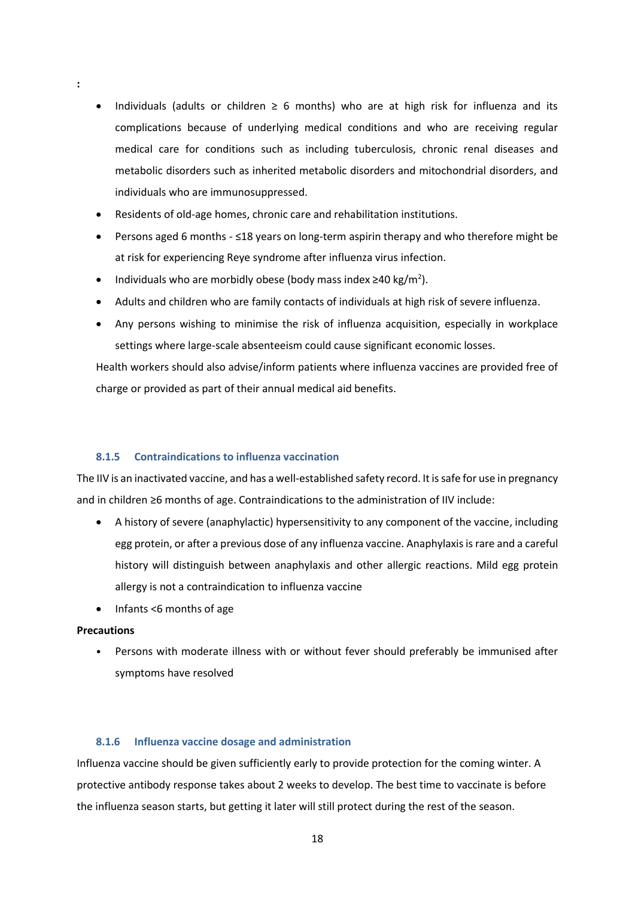:

- Individuals (adults or children ≥ 6 months) who are at high risk for influenza and its complications because of underlying medical conditions and who are receiving regular medical care for conditions such as including tuberculosis, chronic renal diseases and metabolic disorders such as inherited metabolic disorders and mitochondrial disorders, and individuals who are immunosuppressed.
- Residents of old-age homes, chronic care and rehabilitation institutions.
- Persons aged 6 months - ≤18 years on long-term aspirin therapy and who therefore might be at risk for experiencing Reye syndrome after influenza virus infection.
- Individuals who are morbidly obese (body mass index ≥40 kg/m$^2$).
- Adults and children who are family contacts of individuals at high risk of severe influenza.
- Any persons wishing to minimise the risk of influenza acquisition, especially in workplace settings where large-scale absenteeism could cause significant economic losses.

Health workers should also advise/inform patients where influenza vaccines are provided free of charge or provided as part of their annual medical aid benefits.

### 8.1.5 Contraindications to influenza vaccination

The IIV is an inactivated vaccine, and has a well-established safety record. It is safe for use in pregnancy and in children ≥6 months of age. Contraindications to the administration of IIV include:

- A history of severe (anaphylactic) hypersensitivity to any component of the vaccine, including egg protein, or after a previous dose of any influenza vaccine. Anaphylaxis is rare and a careful history will distinguish between anaphylaxis and other allergic reactions. Mild egg protein allergy is not a contraindication to influenza vaccine
- Infants <6 months of age

**Precautions**

- Persons with moderate illness with or without fever should preferably be immunised after symptoms have resolved

### 8.1.6 Influenza vaccine dosage and administration

Influenza vaccine should be given sufficiently early to provide protection for the coming winter. A protective antibody response takes about 2 weeks to develop. The best time to vaccinate is before the influenza season starts, but getting it later will still protect during the rest of the season.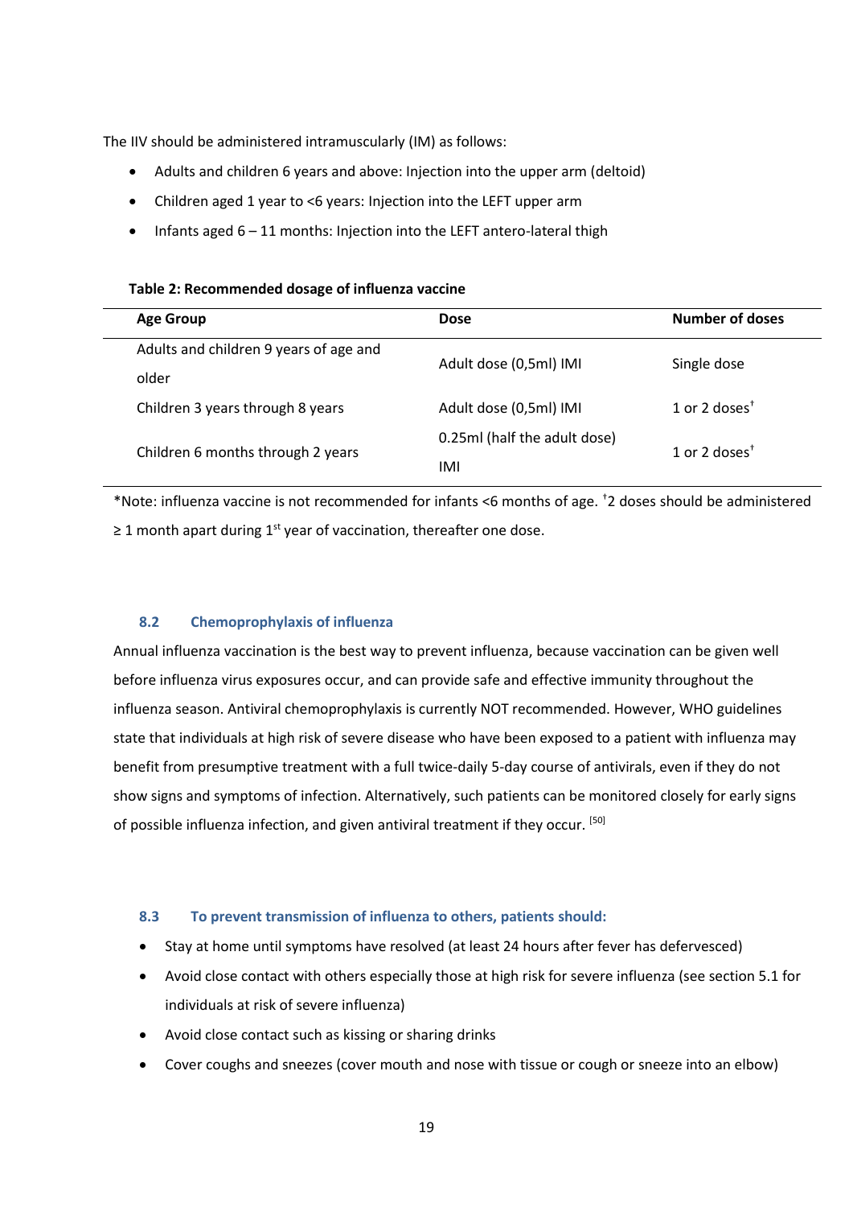The IIV should be administered intramuscularly (IM) as follows:

- Adults and children 6 years and above: Injection into the upper arm (deltoid)
- Children aged 1 year to <6 years: Injection into the LEFT upper arm
- Infants aged 6 – 11 months: Injection into the LEFT antero-lateral thigh

**Table 2: Recommended dosage of influenza vaccine**

| Age Group | Dose | Number of doses |
|---|---|---|
| Adults and children 9 years of age and older | Adult dose (0,5ml) IMI | Single dose |
| Children 3 years through 8 years | Adult dose (0,5ml) IMI | 1 or 2 doses† |
| Children 6 months through 2 years | 0.25ml (half the adult dose) IMI | 1 or 2 doses† |

*Note: influenza vaccine is not recommended for infants <6 months of age. †2 doses should be administered ≥ 1 month apart during 1st year of vaccination, thereafter one dose.

### 8.2 Chemoprophylaxis of influenza

Annual influenza vaccination is the best way to prevent influenza, because vaccination can be given well before influenza virus exposures occur, and can provide safe and effective immunity throughout the influenza season. Antiviral chemoprophylaxis is currently NOT recommended. However, WHO guidelines state that individuals at high risk of severe disease who have been exposed to a patient with influenza may benefit from presumptive treatment with a full twice-daily 5-day course of antivirals, even if they do not show signs and symptoms of infection. Alternatively, such patients can be monitored closely for early signs of possible influenza infection, and given antiviral treatment if they occur. [50]

### 8.3 To prevent transmission of influenza to others, patients should:

- Stay at home until symptoms have resolved (at least 24 hours after fever has defervesced)
- Avoid close contact with others especially those at high risk for severe influenza (see section 5.1 for individuals at risk of severe influenza)
- Avoid close contact such as kissing or sharing drinks
- Cover coughs and sneezes (cover mouth and nose with tissue or cough or sneeze into an elbow)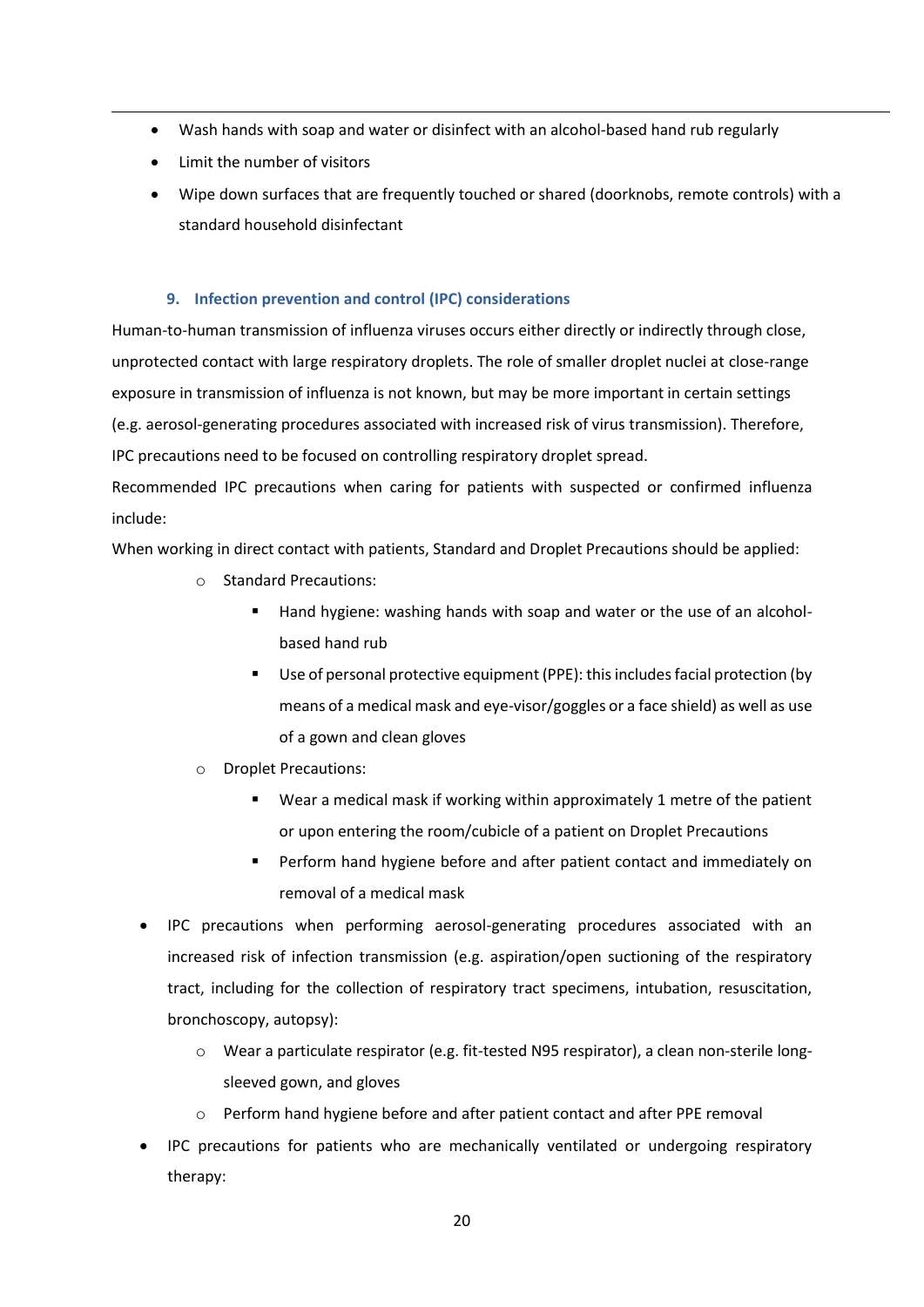- Wash hands with soap and water or disinfect with an alcohol-based hand rub regularly
- Limit the number of visitors
- Wipe down surfaces that are frequently touched or shared (doorknobs, remote controls) with a standard household disinfectant

## 9. Infection prevention and control (IPC) considerations

Human-to-human transmission of influenza viruses occurs either directly or indirectly through close, unprotected contact with large respiratory droplets. The role of smaller droplet nuclei at close-range exposure in transmission of influenza is not known, but may be more important in certain settings (e.g. aerosol-generating procedures associated with increased risk of virus transmission). Therefore, IPC precautions need to be focused on controlling respiratory droplet spread.

Recommended IPC precautions when caring for patients with suspected or confirmed influenza include:

When working in direct contact with patients, Standard and Droplet Precautions should be applied:

- Standard Precautions:
  - Hand hygiene: washing hands with soap and water or the use of an alcohol-based hand rub
  - Use of personal protective equipment (PPE): this includes facial protection (by means of a medical mask and eye-visor/goggles or a face shield) as well as use of a gown and clean gloves
- Droplet Precautions:
  - Wear a medical mask if working within approximately 1 metre of the patient or upon entering the room/cubicle of a patient on Droplet Precautions
  - Perform hand hygiene before and after patient contact and immediately on removal of a medical mask

- IPC precautions when performing aerosol-generating procedures associated with an increased risk of infection transmission (e.g. aspiration/open suctioning of the respiratory tract, including for the collection of respiratory tract specimens, intubation, resuscitation, bronchoscopy, autopsy):
  - Wear a particulate respirator (e.g. fit-tested N95 respirator), a clean non-sterile long-sleeved gown, and gloves
  - Perform hand hygiene before and after patient contact and after PPE removal
- IPC precautions for patients who are mechanically ventilated or undergoing respiratory therapy: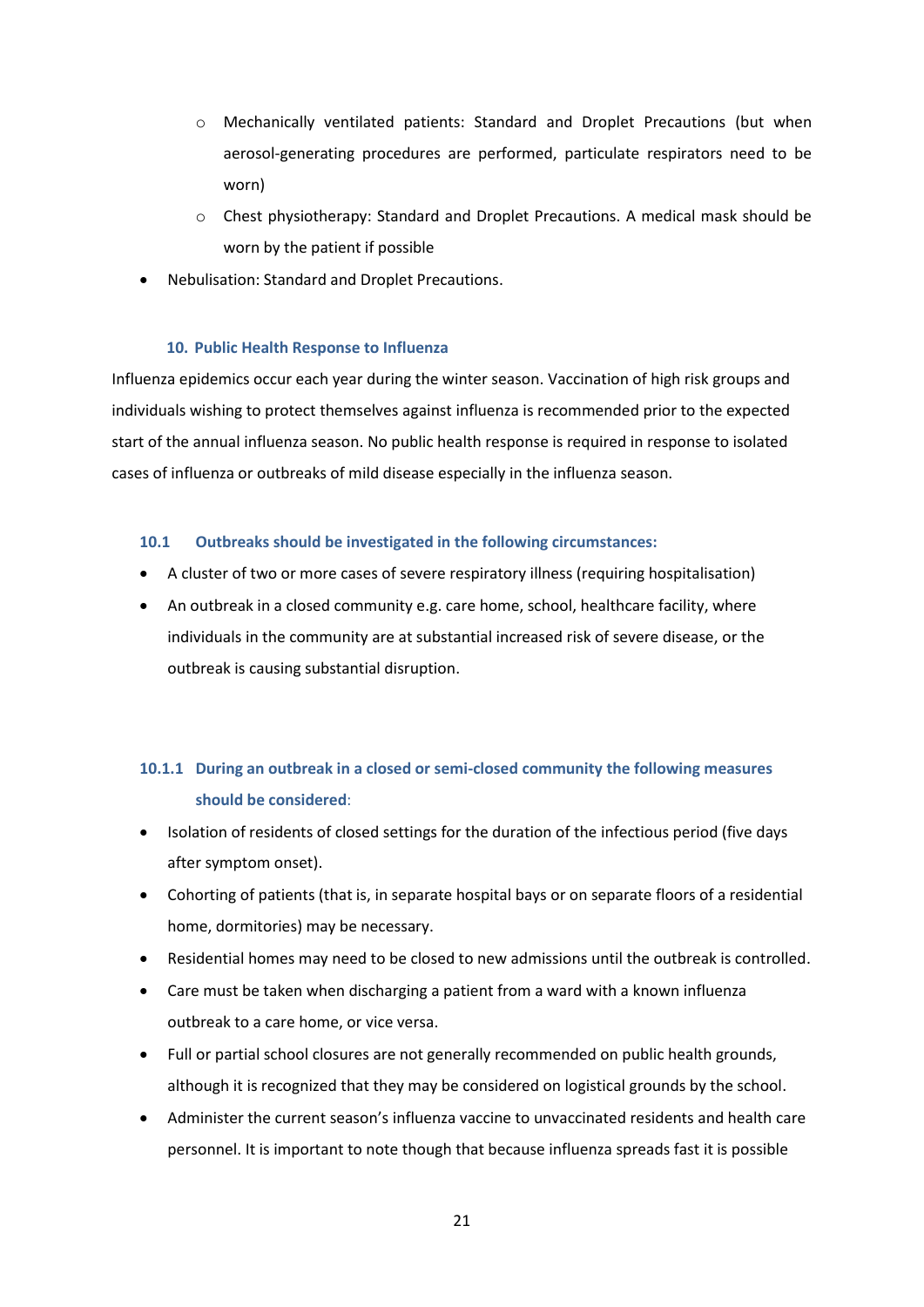- Mechanically ventilated patients: Standard and Droplet Precautions (but when aerosol-generating procedures are performed, particulate respirators need to be worn)
  - Chest physiotherapy: Standard and Droplet Precautions. A medical mask should be worn by the patient if possible
- Nebulisation: Standard and Droplet Precautions.

## 10. Public Health Response to Influenza

Influenza epidemics occur each year during the winter season. Vaccination of high risk groups and individuals wishing to protect themselves against influenza is recommended prior to the expected start of the annual influenza season. No public health response is required in response to isolated cases of influenza or outbreaks of mild disease especially in the influenza season.

### 10.1 Outbreaks should be investigated in the following circumstances:

- A cluster of two or more cases of severe respiratory illness (requiring hospitalisation)
- An outbreak in a closed community e.g. care home, school, healthcare facility, where individuals in the community are at substantial increased risk of severe disease, or the outbreak is causing substantial disruption.

#### 10.1.1 During an outbreak in a closed or semi-closed community the following measures should be considered:

- Isolation of residents of closed settings for the duration of the infectious period (five days after symptom onset).
- Cohorting of patients (that is, in separate hospital bays or on separate floors of a residential home, dormitories) may be necessary.
- Residential homes may need to be closed to new admissions until the outbreak is controlled.
- Care must be taken when discharging a patient from a ward with a known influenza outbreak to a care home, or vice versa.
- Full or partial school closures are not generally recommended on public health grounds, although it is recognized that they may be considered on logistical grounds by the school.
- Administer the current season's influenza vaccine to unvaccinated residents and health care personnel. It is important to note though that because influenza spreads fast it is possible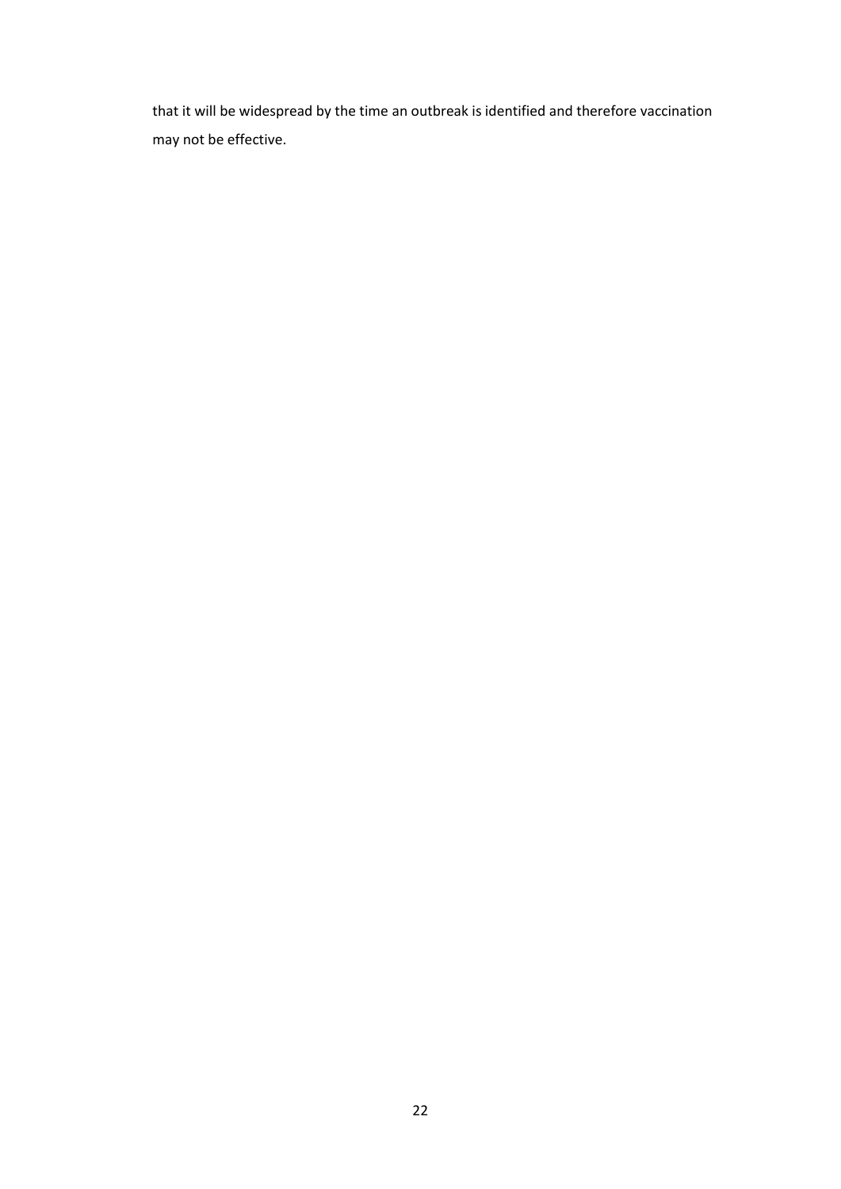that it will be widespread by the time an outbreak is identified and therefore vaccination may not be effective.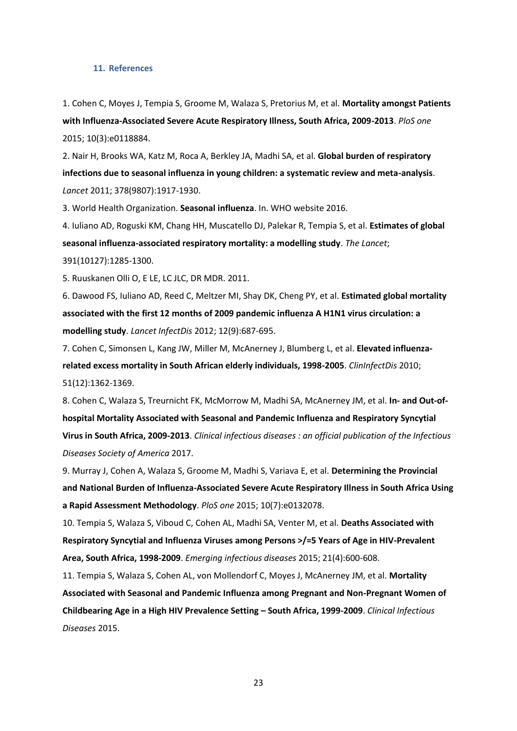### 11. References

1. Cohen C, Moyes J, Tempia S, Groome M, Walaza S, Pretorius M, et al. **Mortality amongst Patients with Influenza-Associated Severe Acute Respiratory Illness, South Africa, 2009-2013**. *PloS one* 2015; 10(3):e0118884.

2. Nair H, Brooks WA, Katz M, Roca A, Berkley JA, Madhi SA, et al. **Global burden of respiratory infections due to seasonal influenza in young children: a systematic review and meta-analysis**. *Lancet* 2011; 378(9807):1917-1930.

3. World Health Organization. **Seasonal influenza**. In. WHO website 2016.

4. Iuliano AD, Roguski KM, Chang HH, Muscatello DJ, Palekar R, Tempia S, et al. **Estimates of global seasonal influenza-associated respiratory mortality: a modelling study**. *The Lancet*; 391(10127):1285-1300.

5. Ruuskanen Olli O, E LE, LC JLC, DR MDR. 2011.

6. Dawood FS, Iuliano AD, Reed C, Meltzer MI, Shay DK, Cheng PY, et al. **Estimated global mortality associated with the first 12 months of 2009 pandemic influenza A H1N1 virus circulation: a modelling study**. *Lancet InfectDis* 2012; 12(9):687-695.

7. Cohen C, Simonsen L, Kang JW, Miller M, McAnerney J, Blumberg L, et al. **Elevated influenza-related excess mortality in South African elderly individuals, 1998-2005**. *ClinInfectDis* 2010; 51(12):1362-1369.

8. Cohen C, Walaza S, Treurnicht FK, McMorrow M, Madhi SA, McAnerney JM, et al. **In- and Out-of-hospital Mortality Associated with Seasonal and Pandemic Influenza and Respiratory Syncytial Virus in South Africa, 2009-2013**. *Clinical infectious diseases : an official publication of the Infectious Diseases Society of America* 2017.

9. Murray J, Cohen A, Walaza S, Groome M, Madhi S, Variava E, et al. **Determining the Provincial and National Burden of Influenza-Associated Severe Acute Respiratory Illness in South Africa Using a Rapid Assessment Methodology**. *PloS one* 2015; 10(7):e0132078.

10. Tempia S, Walaza S, Viboud C, Cohen AL, Madhi SA, Venter M, et al. **Deaths Associated with Respiratory Syncytial and Influenza Viruses among Persons >/=5 Years of Age in HIV-Prevalent Area, South Africa, 1998-2009**. *Emerging infectious diseases* 2015; 21(4):600-608.

11. Tempia S, Walaza S, Cohen AL, von Mollendorf C, Moyes J, McAnerney JM, et al. **Mortality Associated with Seasonal and Pandemic Influenza among Pregnant and Non-Pregnant Women of Childbearing Age in a High HIV Prevalence Setting – South Africa, 1999-2009**. *Clinical Infectious Diseases* 2015.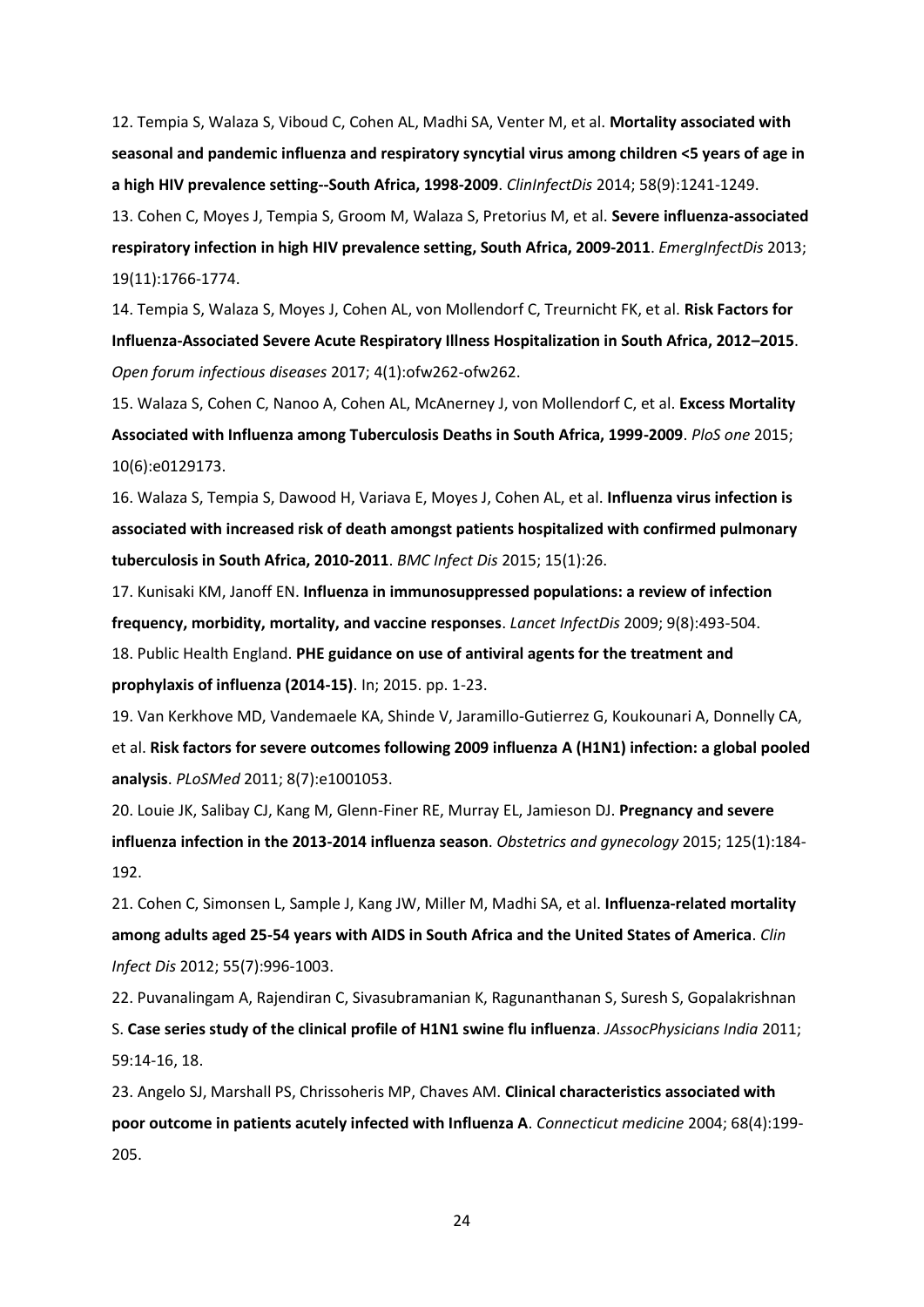12. Tempia S, Walaza S, Viboud C, Cohen AL, Madhi SA, Venter M, et al. **Mortality associated with seasonal and pandemic influenza and respiratory syncytial virus among children <5 years of age in a high HIV prevalence setting--South Africa, 1998-2009**. *ClinInfectDis* 2014; 58(9):1241-1249.

13. Cohen C, Moyes J, Tempia S, Groom M, Walaza S, Pretorius M, et al. **Severe influenza-associated respiratory infection in high HIV prevalence setting, South Africa, 2009-2011**. *EmergInfectDis* 2013; 19(11):1766-1774.

14. Tempia S, Walaza S, Moyes J, Cohen AL, von Mollendorf C, Treurnicht FK, et al. **Risk Factors for Influenza-Associated Severe Acute Respiratory Illness Hospitalization in South Africa, 2012–2015**. *Open forum infectious diseases* 2017; 4(1):ofw262-ofw262.

15. Walaza S, Cohen C, Nanoo A, Cohen AL, McAnerney J, von Mollendorf C, et al. **Excess Mortality Associated with Influenza among Tuberculosis Deaths in South Africa, 1999-2009**. *PloS one* 2015; 10(6):e0129173.

16. Walaza S, Tempia S, Dawood H, Variava E, Moyes J, Cohen AL, et al. **Influenza virus infection is associated with increased risk of death amongst patients hospitalized with confirmed pulmonary tuberculosis in South Africa, 2010-2011**. *BMC Infect Dis* 2015; 15(1):26.

17. Kunisaki KM, Janoff EN. **Influenza in immunosuppressed populations: a review of infection frequency, morbidity, mortality, and vaccine responses**. *Lancet InfectDis* 2009; 9(8):493-504.

18. Public Health England. **PHE guidance on use of antiviral agents for the treatment and prophylaxis of influenza (2014-15)**. In; 2015. pp. 1-23.

19. Van Kerkhove MD, Vandemaele KA, Shinde V, Jaramillo-Gutierrez G, Koukounari A, Donnelly CA, et al. **Risk factors for severe outcomes following 2009 influenza A (H1N1) infection: a global pooled analysis**. *PLoSMed* 2011; 8(7):e1001053.

20. Louie JK, Salibay CJ, Kang M, Glenn-Finer RE, Murray EL, Jamieson DJ. **Pregnancy and severe influenza infection in the 2013-2014 influenza season**. *Obstetrics and gynecology* 2015; 125(1):184-192.

21. Cohen C, Simonsen L, Sample J, Kang JW, Miller M, Madhi SA, et al. **Influenza-related mortality among adults aged 25-54 years with AIDS in South Africa and the United States of America**. *Clin Infect Dis* 2012; 55(7):996-1003.

22. Puvanalingam A, Rajendiran C, Sivasubramanian K, Ragunanthanan S, Suresh S, Gopalakrishnan S. **Case series study of the clinical profile of H1N1 swine flu influenza**. *JAssocPhysicians India* 2011; 59:14-16, 18.

23. Angelo SJ, Marshall PS, Chrissoheris MP, Chaves AM. **Clinical characteristics associated with poor outcome in patients acutely infected with Influenza A**. *Connecticut medicine* 2004; 68(4):199-205.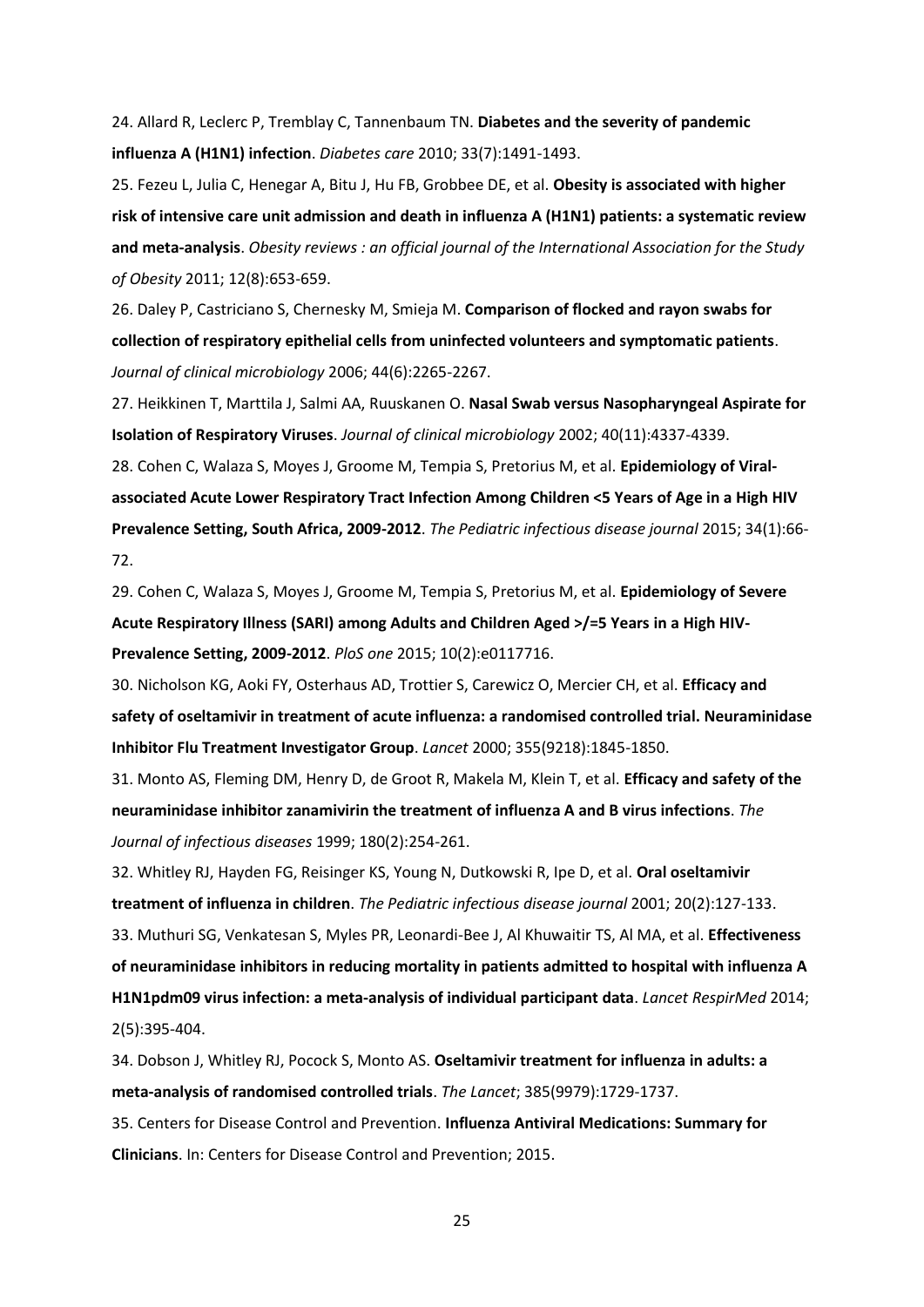24. Allard R, Leclerc P, Tremblay C, Tannenbaum TN. **Diabetes and the severity of pandemic influenza A (H1N1) infection**. *Diabetes care* 2010; 33(7):1491-1493.

25. Fezeu L, Julia C, Henegar A, Bitu J, Hu FB, Grobbee DE, et al. **Obesity is associated with higher risk of intensive care unit admission and death in influenza A (H1N1) patients: a systematic review and meta-analysis**. *Obesity reviews : an official journal of the International Association for the Study of Obesity* 2011; 12(8):653-659.

26. Daley P, Castriciano S, Chernesky M, Smieja M. **Comparison of flocked and rayon swabs for collection of respiratory epithelial cells from uninfected volunteers and symptomatic patients**. *Journal of clinical microbiology* 2006; 44(6):2265-2267.

27. Heikkinen T, Marttila J, Salmi AA, Ruuskanen O. **Nasal Swab versus Nasopharyngeal Aspirate for Isolation of Respiratory Viruses**. *Journal of clinical microbiology* 2002; 40(11):4337-4339.

28. Cohen C, Walaza S, Moyes J, Groome M, Tempia S, Pretorius M, et al. **Epidemiology of Viral-associated Acute Lower Respiratory Tract Infection Among Children <5 Years of Age in a High HIV Prevalence Setting, South Africa, 2009-2012**. *The Pediatric infectious disease journal* 2015; 34(1):66-72.

29. Cohen C, Walaza S, Moyes J, Groome M, Tempia S, Pretorius M, et al. **Epidemiology of Severe Acute Respiratory Illness (SARI) among Adults and Children Aged >/=5 Years in a High HIV-Prevalence Setting, 2009-2012**. *PloS one* 2015; 10(2):e0117716.

30. Nicholson KG, Aoki FY, Osterhaus AD, Trottier S, Carewicz O, Mercier CH, et al. **Efficacy and safety of oseltamivir in treatment of acute influenza: a randomised controlled trial. Neuraminidase Inhibitor Flu Treatment Investigator Group**. *Lancet* 2000; 355(9218):1845-1850.

31. Monto AS, Fleming DM, Henry D, de Groot R, Makela M, Klein T, et al. **Efficacy and safety of the neuraminidase inhibitor zanamivirin the treatment of influenza A and B virus infections**. *The Journal of infectious diseases* 1999; 180(2):254-261.

32. Whitley RJ, Hayden FG, Reisinger KS, Young N, Dutkowski R, Ipe D, et al. **Oral oseltamivir treatment of influenza in children**. *The Pediatric infectious disease journal* 2001; 20(2):127-133.

33. Muthuri SG, Venkatesan S, Myles PR, Leonardi-Bee J, Al Khuwaitir TS, Al MA, et al. **Effectiveness of neuraminidase inhibitors in reducing mortality in patients admitted to hospital with influenza A H1N1pdm09 virus infection: a meta-analysis of individual participant data**. *Lancet RespirMed* 2014; 2(5):395-404.

34. Dobson J, Whitley RJ, Pocock S, Monto AS. **Oseltamivir treatment for influenza in adults: a meta-analysis of randomised controlled trials**. *The Lancet*; 385(9979):1729-1737.

35. Centers for Disease Control and Prevention. **Influenza Antiviral Medications: Summary for Clinicians**. In: Centers for Disease Control and Prevention; 2015.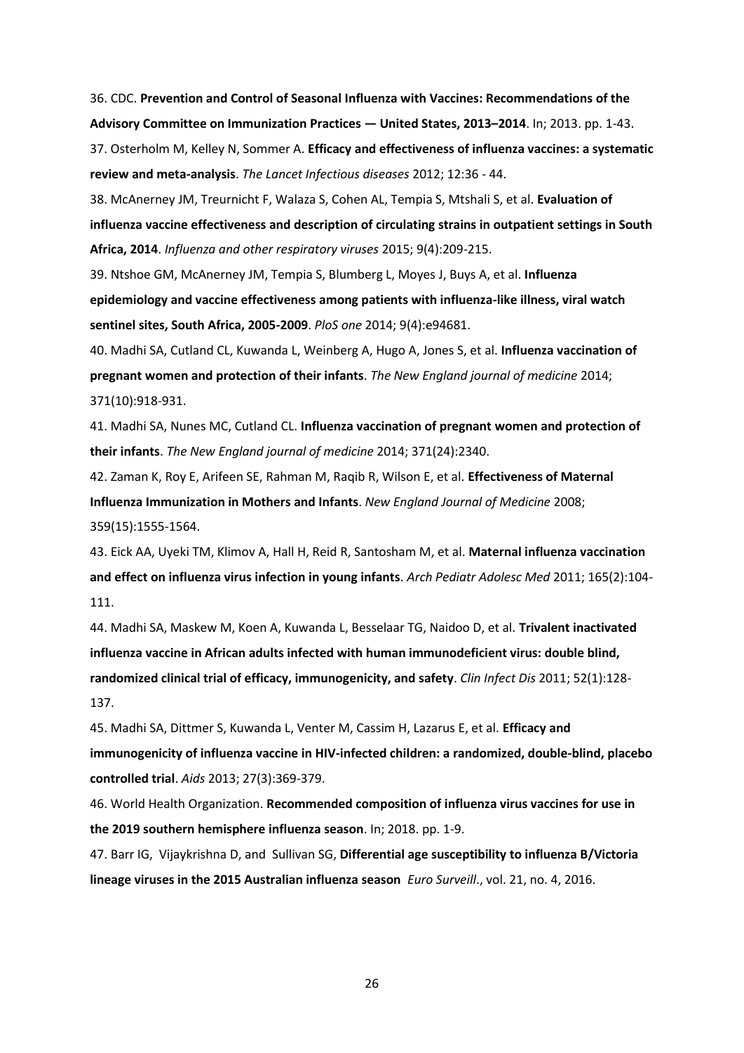36. CDC. **Prevention and Control of Seasonal Influenza with Vaccines: Recommendations of the Advisory Committee on Immunization Practices — United States, 2013–2014**. In; 2013. pp. 1-43.

37. Osterholm M, Kelley N, Sommer A. **Efficacy and effectiveness of influenza vaccines: a systematic review and meta-analysis**. *The Lancet Infectious diseases* 2012; 12:36 - 44.

38. McAnerney JM, Treurnicht F, Walaza S, Cohen AL, Tempia S, Mtshali S, et al. **Evaluation of influenza vaccine effectiveness and description of circulating strains in outpatient settings in South Africa, 2014**. *Influenza and other respiratory viruses* 2015; 9(4):209-215.

39. Ntshoe GM, McAnerney JM, Tempia S, Blumberg L, Moyes J, Buys A, et al. **Influenza epidemiology and vaccine effectiveness among patients with influenza-like illness, viral watch sentinel sites, South Africa, 2005-2009**. *PloS one* 2014; 9(4):e94681.

40. Madhi SA, Cutland CL, Kuwanda L, Weinberg A, Hugo A, Jones S, et al. **Influenza vaccination of pregnant women and protection of their infants**. *The New England journal of medicine* 2014; 371(10):918-931.

41. Madhi SA, Nunes MC, Cutland CL. **Influenza vaccination of pregnant women and protection of their infants**. *The New England journal of medicine* 2014; 371(24):2340.

42. Zaman K, Roy E, Arifeen SE, Rahman M, Raqib R, Wilson E, et al. **Effectiveness of Maternal Influenza Immunization in Mothers and Infants**. *New England Journal of Medicine* 2008; 359(15):1555-1564.

43. Eick AA, Uyeki TM, Klimov A, Hall H, Reid R, Santosham M, et al. **Maternal influenza vaccination and effect on influenza virus infection in young infants**. *Arch Pediatr Adolesc Med* 2011; 165(2):104-111.

44. Madhi SA, Maskew M, Koen A, Kuwanda L, Besselaar TG, Naidoo D, et al. **Trivalent inactivated influenza vaccine in African adults infected with human immunodeficient virus: double blind, randomized clinical trial of efficacy, immunogenicity, and safety**. *Clin Infect Dis* 2011; 52(1):128-137.

45. Madhi SA, Dittmer S, Kuwanda L, Venter M, Cassim H, Lazarus E, et al. **Efficacy and immunogenicity of influenza vaccine in HIV-infected children: a randomized, double-blind, placebo controlled trial**. *Aids* 2013; 27(3):369-379.

46. World Health Organization. **Recommended composition of influenza virus vaccines for use in the 2019 southern hemisphere influenza season**. In; 2018. pp. 1-9.

47. Barr IG, Vijaykrishna D, and Sullivan SG, **Differential age susceptibility to influenza B/Victoria lineage viruses in the 2015 Australian influenza season** *Euro Surveill*., vol. 21, no. 4, 2016.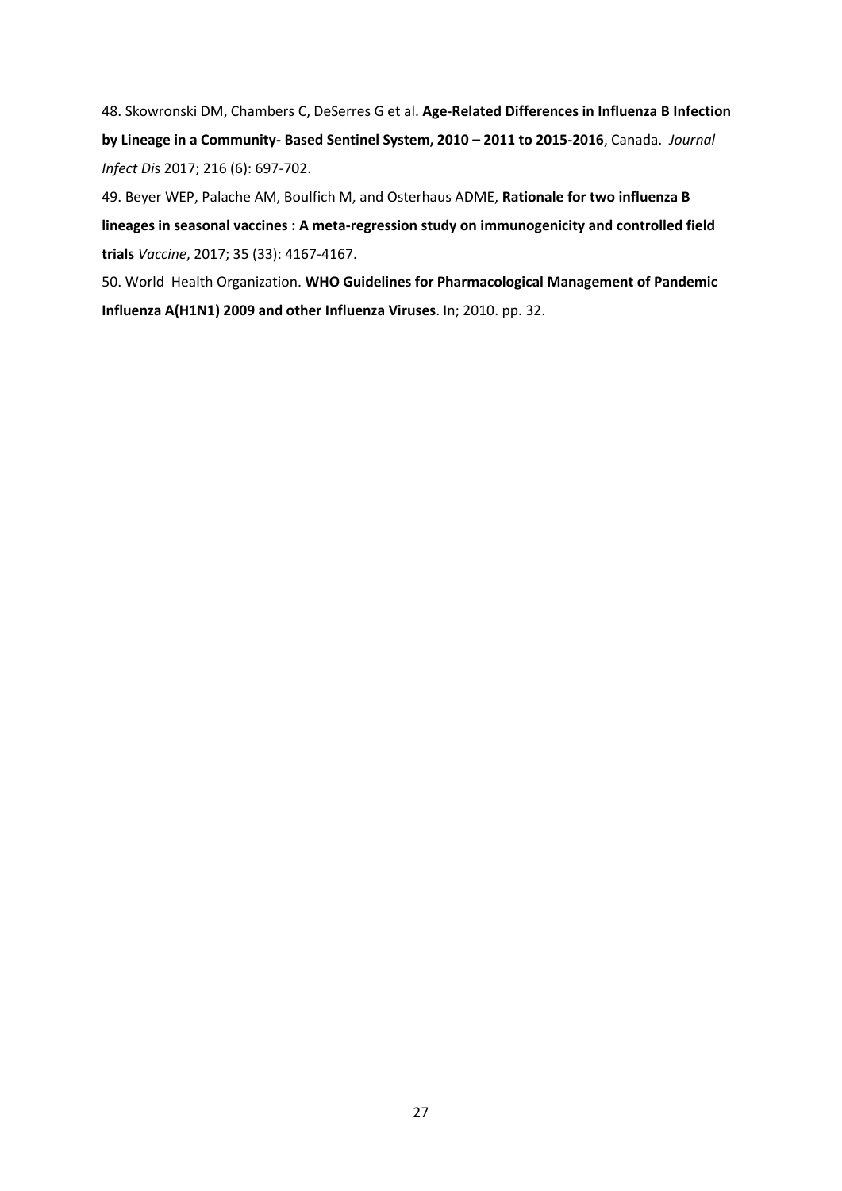48. Skowronski DM, Chambers C, DeSerres G et al. **Age-Related Differences in Influenza B Infection by Lineage in a Community- Based Sentinel System, 2010 – 2011 to 2015-2016**, Canada. *Journal Infect Di*s 2017; 216 (6): 697-702.

49. Beyer WEP, Palache AM, Boulfich M, and Osterhaus ADME, **Rationale for two influenza B lineages in seasonal vaccines : A meta-regression study on immunogenicity and controlled field trials** *Vaccine*, 2017; 35 (33): 4167-4167.

50. World Health Organization. **WHO Guidelines for Pharmacological Management of Pandemic Influenza A(H1N1) 2009 and other Influenza Viruses**. In; 2010. pp. 32.